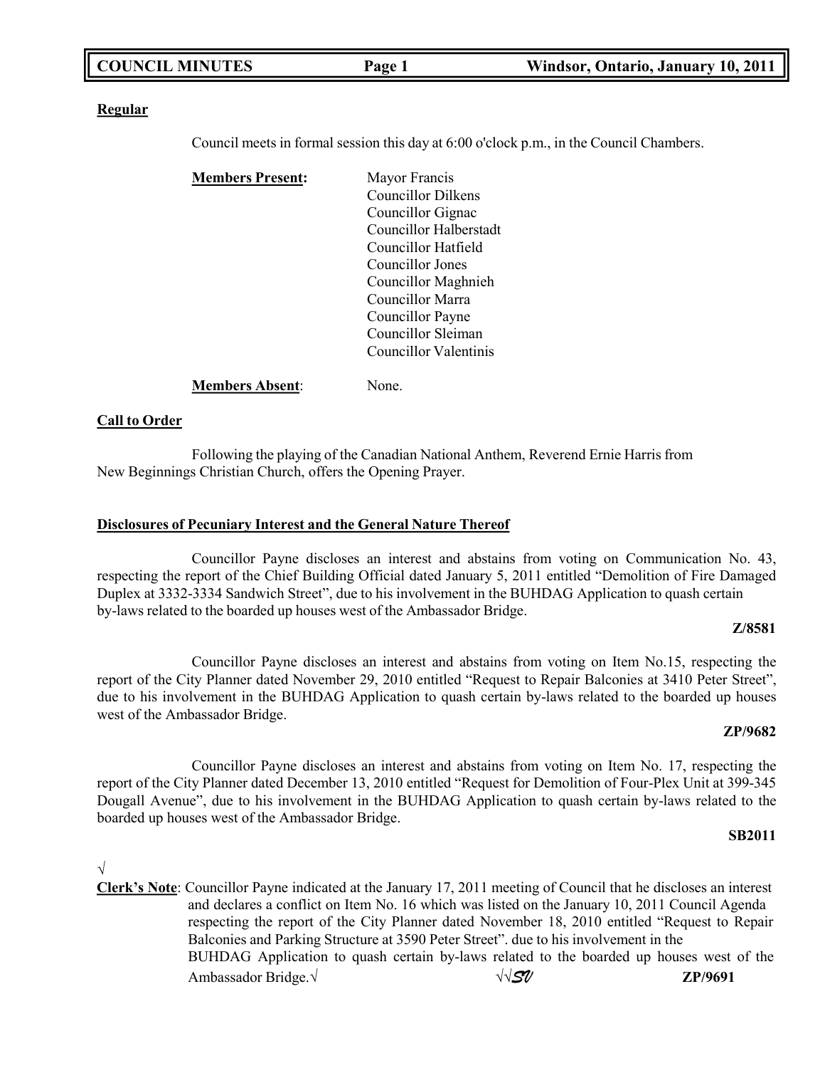**Regular**

Council meets in formal session this day at 6:00 o'clock p.m., in the Council Chambers.

**Members Present:** Mayor Francis
Councillor Dilkens
Councillor Gignac
Councillor Halberstadt
Councillor Hatfield
Councillor Jones
Councillor Maghnieh
Councillor Marra
Councillor Payne
Councillor Sleiman
Councillor Valentinis

**Members Absent**: None.

**Call to Order**

Following the playing of the Canadian National Anthem, Reverend Ernie Harris from New Beginnings Christian Church, offers the Opening Prayer.

**Disclosures of Pecuniary Interest and the General Nature Thereof**

Councillor Payne discloses an interest and abstains from voting on Communication No. 43, respecting the report of the Chief Building Official dated January 5, 2011 entitled "Demolition of Fire Damaged Duplex at 3332-3334 Sandwich Street", due to his involvement in the BUHDAG Application to quash certain by-laws related to the boarded up houses west of the Ambassador Bridge.

**Z/8581**

Councillor Payne discloses an interest and abstains from voting on Item No.15, respecting the report of the City Planner dated November 29, 2010 entitled "Request to Repair Balconies at 3410 Peter Street", due to his involvement in the BUHDAG Application to quash certain by-laws related to the boarded up houses west of the Ambassador Bridge.

**ZP/9682**

Councillor Payne discloses an interest and abstains from voting on Item No. 17, respecting the report of the City Planner dated December 13, 2010 entitled "Request for Demolition of Four-Plex Unit at 399-345 Dougall Avenue", due to his involvement in the BUHDAG Application to quash certain by-laws related to the boarded up houses west of the Ambassador Bridge.

**SB2011**

√

**Clerk's Note**: Councillor Payne indicated at the January 17, 2011 meeting of Council that he discloses an interest and declares a conflict on Item No. 16 which was listed on the January 10, 2011 Council Agenda respecting the report of the City Planner dated November 18, 2010 entitled "Request to Repair Balconies and Parking Structure at 3590 Peter Street". due to his involvement in the BUHDAG Application to quash certain by-laws related to the boarded up houses west of the Ambassador Bridge.√ √√*SV* **ZP/9691**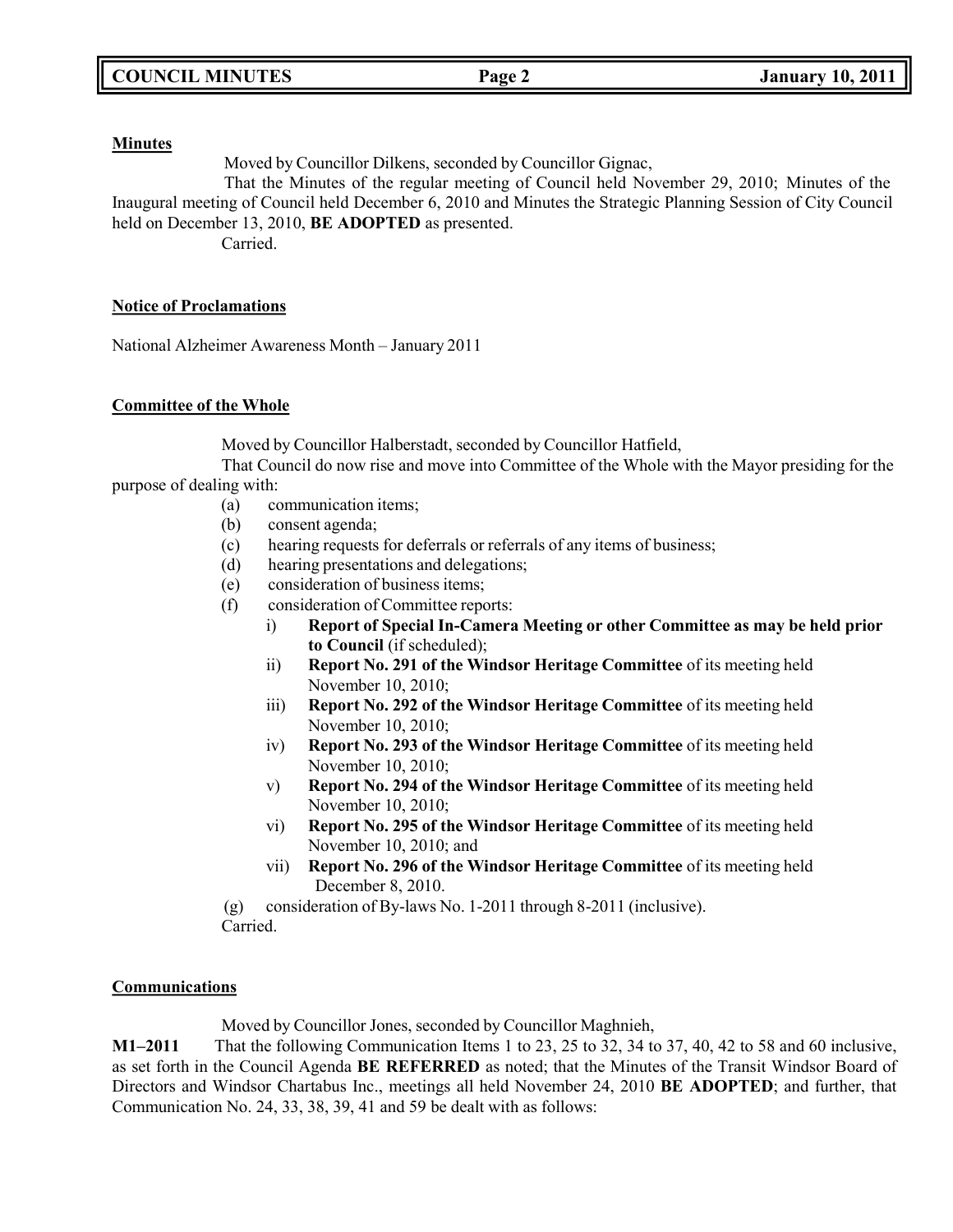**Minutes**

Moved by Councillor Dilkens, seconded by Councillor Gignac,

That the Minutes of the regular meeting of Council held November 29, 2010; Minutes of the Inaugural meeting of Council held December 6, 2010 and Minutes the Strategic Planning Session of City Council held on December 13, 2010, **BE ADOPTED** as presented.

Carried.

**Notice of Proclamations**

National Alzheimer Awareness Month – January 2011

**Committee of the Whole**

Moved by Councillor Halberstadt, seconded by Councillor Hatfield,

That Council do now rise and move into Committee of the Whole with the Mayor presiding for the purpose of dealing with:

(a) communication items;
(b) consent agenda;
(c) hearing requests for deferrals or referrals of any items of business;
(d) hearing presentations and delegations;
(e) consideration of business items;
(f) consideration of Committee reports:
   i) **Report of Special In-Camera Meeting or other Committee as may be held prior to Council** (if scheduled);
   ii) **Report No. 291 of the Windsor Heritage Committee** of its meeting held November 10, 2010;
   iii) **Report No. 292 of the Windsor Heritage Committee** of its meeting held November 10, 2010;
   iv) **Report No. 293 of the Windsor Heritage Committee** of its meeting held November 10, 2010;
   v) **Report No. 294 of the Windsor Heritage Committee** of its meeting held November 10, 2010;
   vi) **Report No. 295 of the Windsor Heritage Committee** of its meeting held November 10, 2010; and
   vii) **Report No. 296 of the Windsor Heritage Committee** of its meeting held December 8, 2010.
(g) consideration of By-laws No. 1-2011 through 8-2011 (inclusive).

Carried.

**Communications**

Moved by Councillor Jones, seconded by Councillor Maghnieh,

**M1–2011** That the following Communication Items 1 to 23, 25 to 32, 34 to 37, 40, 42 to 58 and 60 inclusive, as set forth in the Council Agenda **BE REFERRED** as noted; that the Minutes of the Transit Windsor Board of Directors and Windsor Chartabus Inc., meetings all held November 24, 2010 **BE ADOPTED**; and further, that Communication No. 24, 33, 38, 39, 41 and 59 be dealt with as follows: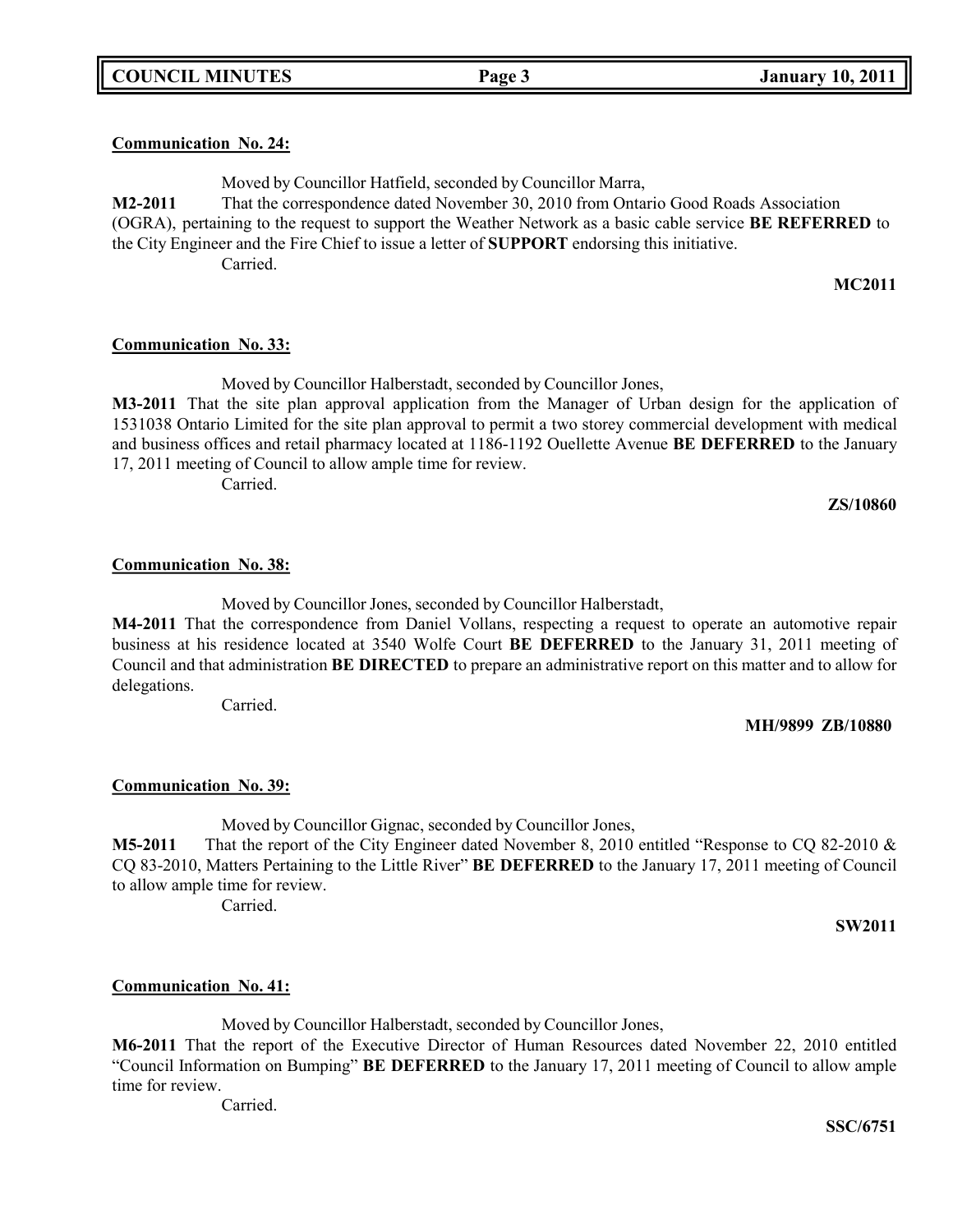**Communication No. 24:**

Moved by Councillor Hatfield, seconded by Councillor Marra,

**M2-2011** That the correspondence dated November 30, 2010 from Ontario Good Roads Association (OGRA), pertaining to the request to support the Weather Network as a basic cable service **BE REFERRED** to the City Engineer and the Fire Chief to issue a letter of **SUPPORT** endorsing this initiative.

Carried.

**MC2011**

**Communication No. 33:**

Moved by Councillor Halberstadt, seconded by Councillor Jones,

**M3-2011** That the site plan approval application from the Manager of Urban design for the application of 1531038 Ontario Limited for the site plan approval to permit a two storey commercial development with medical and business offices and retail pharmacy located at 1186-1192 Ouellette Avenue **BE DEFERRED** to the January 17, 2011 meeting of Council to allow ample time for review.

Carried.

**ZS/10860**

**Communication No. 38:**

Moved by Councillor Jones, seconded by Councillor Halberstadt,

**M4-2011** That the correspondence from Daniel Vollans, respecting a request to operate an automotive repair business at his residence located at 3540 Wolfe Court **BE DEFERRED** to the January 31, 2011 meeting of Council and that administration **BE DIRECTED** to prepare an administrative report on this matter and to allow for delegations.

Carried.

**MH/9899 ZB/10880**

**Communication No. 39:**

Moved by Councillor Gignac, seconded by Councillor Jones,

**M5-2011** That the report of the City Engineer dated November 8, 2010 entitled "Response to CQ 82-2010 & CQ 83-2010, Matters Pertaining to the Little River" **BE DEFERRED** to the January 17, 2011 meeting of Council to allow ample time for review.

Carried.

**SW2011**

**Communication No. 41:**

Moved by Councillor Halberstadt, seconded by Councillor Jones,

**M6-2011** That the report of the Executive Director of Human Resources dated November 22, 2010 entitled "Council Information on Bumping" **BE DEFERRED** to the January 17, 2011 meeting of Council to allow ample time for review.

Carried.

**SSC/6751**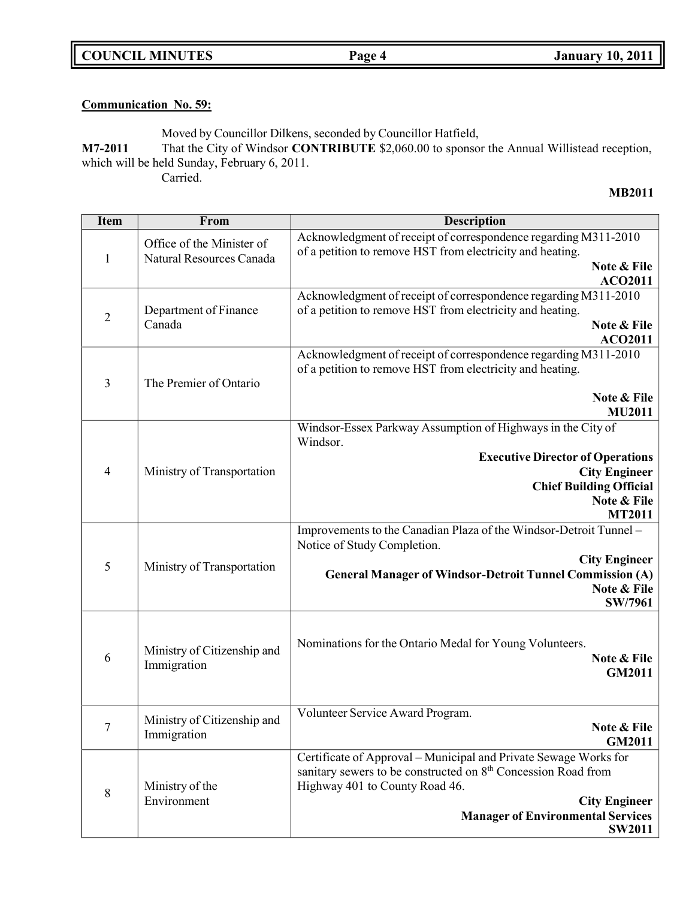**Communication No. 59:**

Moved by Councillor Dilkens, seconded by Councillor Hatfield,

**M7-2011** That the City of Windsor **CONTRIBUTE** $2,060.00 to sponsor the Annual Willistead reception, which will be held Sunday, February 6, 2011.

Carried.

**MB2011**

| Item | From | Description |
|---|---|---|
| 1 | Office of the Minister of Natural Resources Canada | Acknowledgment of receipt of correspondence regarding M311-2010 of a petition to remove HST from electricity and heating. **Note & File** **ACO2011** |
| 2 | Department of Finance Canada | Acknowledgment of receipt of correspondence regarding M311-2010 of a petition to remove HST from electricity and heating. **Note & File** **ACO2011** |
| 3 | The Premier of Ontario | Acknowledgment of receipt of correspondence regarding M311-2010 of a petition to remove HST from electricity and heating. **Note & File** **MU2011** |
| 4 | Ministry of Transportation | Windsor-Essex Parkway Assumption of Highways in the City of Windsor. **Executive Director of Operations** **City Engineer** **Chief Building Official** **Note & File** **MT2011** |
| 5 | Ministry of Transportation | Improvements to the Canadian Plaza of the Windsor-Detroit Tunnel – Notice of Study Completion. **City Engineer** **General Manager of Windsor-Detroit Tunnel Commission (A)** **Note & File** **SW/7961** |
| 6 | Ministry of Citizenship and Immigration | Nominations for the Ontario Medal for Young Volunteers. **Note & File** **GM2011** |
| 7 | Ministry of Citizenship and Immigration | Volunteer Service Award Program. **Note & File** **GM2011** |
| 8 | Ministry of the Environment | Certificate of Approval – Municipal and Private Sewage Works for sanitary sewers to be constructed on 8th Concession Road from Highway 401 to County Road 46. **City Engineer** **Manager of Environmental Services** **SW2011** |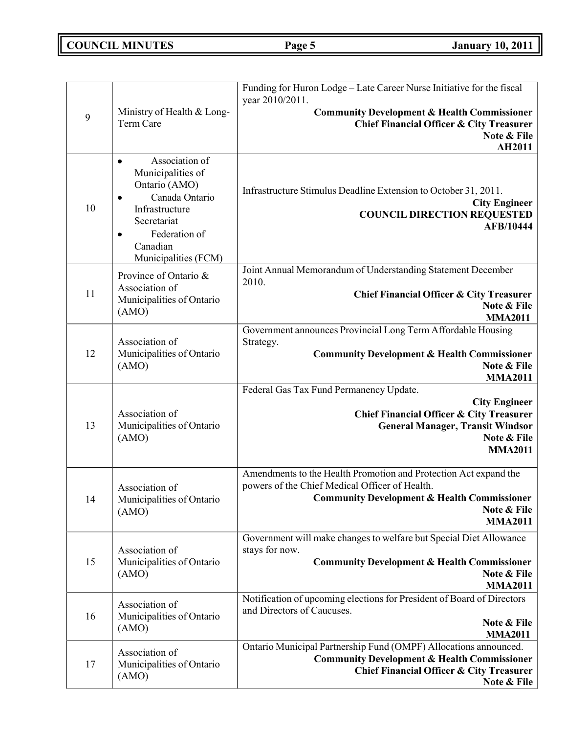| | | |
|---|---|---|
| 9 | Ministry of Health & Long-Term Care | Funding for Huron Lodge – Late Career Nurse Initiative for the fiscal year 2010/2011. **Community Development & Health Commissioner** **Chief Financial Officer & City Treasurer** **Note & File** **AH2011** |
| 10 | • Association of Municipalities of Ontario (AMO) • Canada Ontario Infrastructure Secretariat • Federation of Canadian Municipalities (FCM) | Infrastructure Stimulus Deadline Extension to October 31, 2011. **City Engineer** **COUNCIL DIRECTION REQUESTED** **AFB/10444** |
| 11 | Province of Ontario & Association of Municipalities of Ontario (AMO) | Joint Annual Memorandum of Understanding Statement December 2010. **Chief Financial Officer & City Treasurer** **Note & File** **MMA2011** |
| 12 | Association of Municipalities of Ontario (AMO) | Government announces Provincial Long Term Affordable Housing Strategy. **Community Development & Health Commissioner** **Note & File** **MMA2011** |
| 13 | Association of Municipalities of Ontario (AMO) | Federal Gas Tax Fund Permanency Update. **City Engineer** **Chief Financial Officer & City Treasurer** **General Manager, Transit Windsor** **Note & File** **MMA2011** |
| 14 | Association of Municipalities of Ontario (AMO) | Amendments to the Health Promotion and Protection Act expand the powers of the Chief Medical Officer of Health. **Community Development & Health Commissioner** **Note & File** **MMA2011** |
| 15 | Association of Municipalities of Ontario (AMO) | Government will make changes to welfare but Special Diet Allowance stays for now. **Community Development & Health Commissioner** **Note & File** **MMA2011** |
| 16 | Association of Municipalities of Ontario (AMO) | Notification of upcoming elections for President of Board of Directors and Directors of Caucuses. **Note & File** **MMA2011** |
| 17 | Association of Municipalities of Ontario (AMO) | Ontario Municipal Partnership Fund (OMPF) Allocations announced. **Community Development & Health Commissioner** **Chief Financial Officer & City Treasurer** **Note & File** |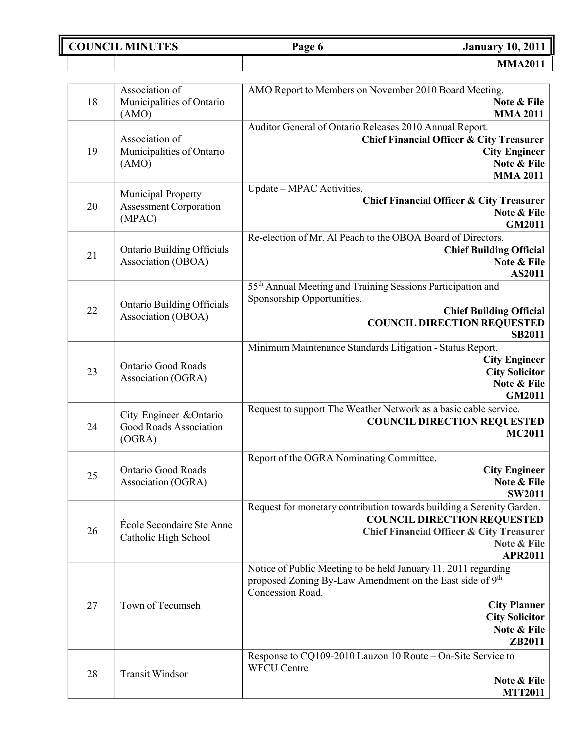| | | **MMA2011** |
|---|---|---|
| 18 | Association of Municipalities of Ontario (AMO) | AMO Report to Members on November 2010 Board Meeting.<br>**Note & File**<br>**MMA 2011** |
| 19 | Association of Municipalities of Ontario (AMO) | Auditor General of Ontario Releases 2010 Annual Report.<br>**Chief Financial Officer & City Treasurer**<br>**City Engineer**<br>**Note & File**<br>**MMA 2011** |
| 20 | Municipal Property Assessment Corporation (MPAC) | Update – MPAC Activities.<br>**Chief Financial Officer & City Treasurer**<br>**Note & File**<br>**GM2011** |
| 21 | Ontario Building Officials Association (OBOA) | Re-election of Mr. Al Peach to the OBOA Board of Directors.<br>**Chief Building Official**<br>**Note & File**<br>**AS2011** |
| 22 | Ontario Building Officials Association (OBOA) | 55th Annual Meeting and Training Sessions Participation and Sponsorship Opportunities.<br>**Chief Building Official**<br>**COUNCIL DIRECTION REQUESTED**<br>**SB2011** |
| 23 | Ontario Good Roads Association (OGRA) | Minimum Maintenance Standards Litigation - Status Report.<br>**City Engineer**<br>**City Solicitor**<br>**Note & File**<br>**GM2011** |
| 24 | City Engineer &Ontario Good Roads Association (OGRA) | Request to support The Weather Network as a basic cable service.<br>**COUNCIL DIRECTION REQUESTED**<br>**MC2011** |
| 25 | Ontario Good Roads Association (OGRA) | Report of the OGRA Nominating Committee.<br>**City Engineer**<br>**Note & File**<br>**SW2011** |
| 26 | École Secondaire Ste Anne Catholic High School | Request for monetary contribution towards building a Serenity Garden.<br>**COUNCIL DIRECTION REQUESTED**<br>**Chief Financial Officer & City Treasurer**<br>**Note & File**<br>**APR2011** |
| 27 | Town of Tecumseh | Notice of Public Meeting to be held January 11, 2011 regarding proposed Zoning By-Law Amendment on the East side of 9th Concession Road.<br>**City Planner**<br>**City Solicitor**<br>**Note & File**<br>**ZB2011** |
| 28 | Transit Windsor | Response to CQ109-2010 Lauzon 10 Route – On-Site Service to WFCU Centre<br>**Note & File**<br>**MTT2011** |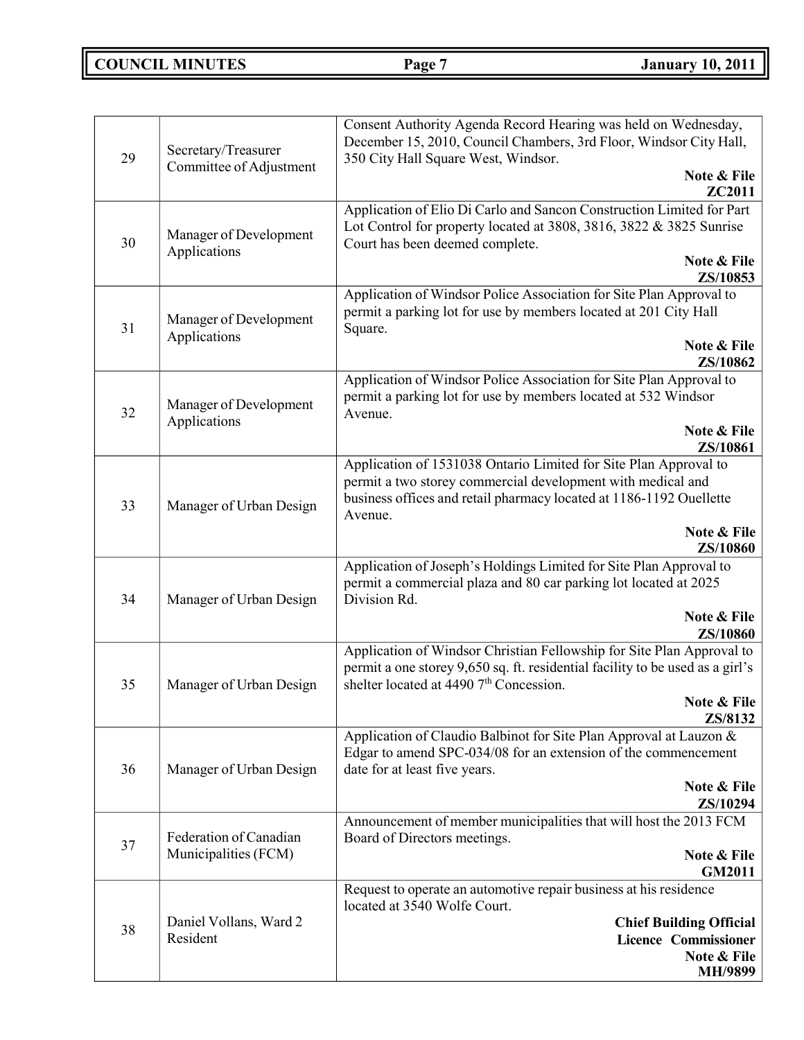| | | |
|---|---|---|
| 29 | Secretary/Treasurer Committee of Adjustment | Consent Authority Agenda Record Hearing was held on Wednesday, December 15, 2010, Council Chambers, 3rd Floor, Windsor City Hall, 350 City Hall Square West, Windsor. **Note & File** **ZC2011** |
| 30 | Manager of Development Applications | Application of Elio Di Carlo and Sancon Construction Limited for Part Lot Control for property located at 3808, 3816, 3822 & 3825 Sunrise Court has been deemed complete. **Note & File** **ZS/10853** |
| 31 | Manager of Development Applications | Application of Windsor Police Association for Site Plan Approval to permit a parking lot for use by members located at 201 City Hall Square. **Note & File** **ZS/10862** |
| 32 | Manager of Development Applications | Application of Windsor Police Association for Site Plan Approval to permit a parking lot for use by members located at 532 Windsor Avenue. **Note & File** **ZS/10861** |
| 33 | Manager of Urban Design | Application of 1531038 Ontario Limited for Site Plan Approval to permit a two storey commercial development with medical and business offices and retail pharmacy located at 1186-1192 Ouellette Avenue. **Note & File** **ZS/10860** |
| 34 | Manager of Urban Design | Application of Joseph's Holdings Limited for Site Plan Approval to permit a commercial plaza and 80 car parking lot located at 2025 Division Rd. **Note & File** **ZS/10860** |
| 35 | Manager of Urban Design | Application of Windsor Christian Fellowship for Site Plan Approval to permit a one storey 9,650 sq. ft. residential facility to be used as a girl's shelter located at 4490 7th Concession. **Note & File** **ZS/8132** |
| 36 | Manager of Urban Design | Application of Claudio Balbinot for Site Plan Approval at Lauzon & Edgar to amend SPC-034/08 for an extension of the commencement date for at least five years. **Note & File** **ZS/10294** |
| 37 | Federation of Canadian Municipalities (FCM) | Announcement of member municipalities that will host the 2013 FCM Board of Directors meetings. **Note & File** **GM2011** |
| 38 | Daniel Vollans, Ward 2 Resident | Request to operate an automotive repair business at his residence located at 3540 Wolfe Court. **Chief Building Official** **Licence Commissioner** **Note & File** **MH/9899** |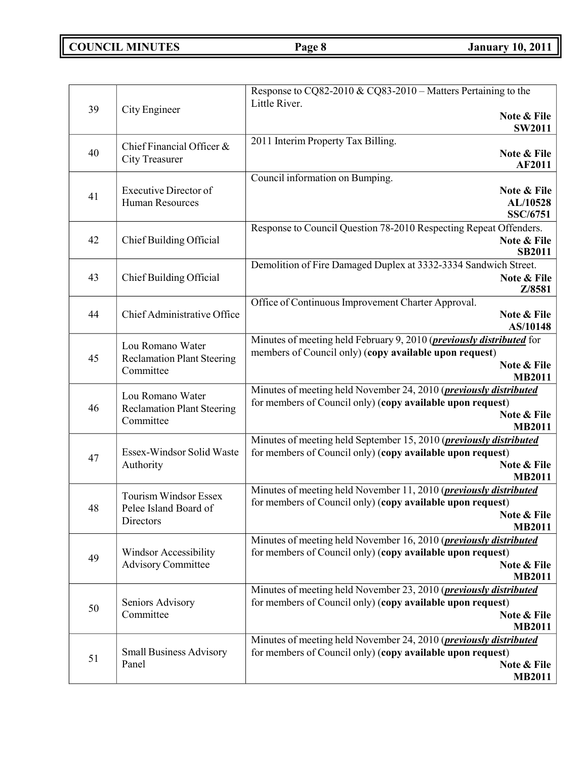| | | |
|---|---|---|
| 39 | City Engineer | Response to CQ82-2010 & CQ83-2010 – Matters Pertaining to the Little River. **Note & File** **SW2011** |
| 40 | Chief Financial Officer & City Treasurer | 2011 Interim Property Tax Billing. **Note & File** **AF2011** |
| 41 | Executive Director of Human Resources | Council information on Bumping. **Note & File** **AL/10528** **SSC/6751** |
| 42 | Chief Building Official | Response to Council Question 78-2010 Respecting Repeat Offenders. **Note & File** **SB2011** |
| 43 | Chief Building Official | Demolition of Fire Damaged Duplex at 3332-3334 Sandwich Street. **Note & File** **Z/8581** |
| 44 | Chief Administrative Office | Office of Continuous Improvement Charter Approval. **Note & File** **AS/10148** |
| 45 | Lou Romano Water Reclamation Plant Steering Committee | Minutes of meeting held February 9, 2010 (***previously distributed*** for members of Council only) (**copy available upon request**) **Note & File** **MB2011** |
| 46 | Lou Romano Water Reclamation Plant Steering Committee | Minutes of meeting held November 24, 2010 (***previously distributed*** for members of Council only) (**copy available upon request**) **Note & File** **MB2011** |
| 47 | Essex-Windsor Solid Waste Authority | Minutes of meeting held September 15, 2010 (***previously distributed*** for members of Council only) (**copy available upon request**) **Note & File** **MB2011** |
| 48 | Tourism Windsor Essex Pelee Island Board of Directors | Minutes of meeting held November 11, 2010 (***previously distributed*** for members of Council only) (**copy available upon request**) **Note & File** **MB2011** |
| 49 | Windsor Accessibility Advisory Committee | Minutes of meeting held November 16, 2010 (***previously distributed*** for members of Council only) (**copy available upon request**) **Note & File** **MB2011** |
| 50 | Seniors Advisory Committee | Minutes of meeting held November 23, 2010 (***previously distributed*** for members of Council only) (**copy available upon request**) **Note & File** **MB2011** |
| 51 | Small Business Advisory Panel | Minutes of meeting held November 24, 2010 (***previously distributed*** for members of Council only) (**copy available upon request**) **Note & File** **MB2011** |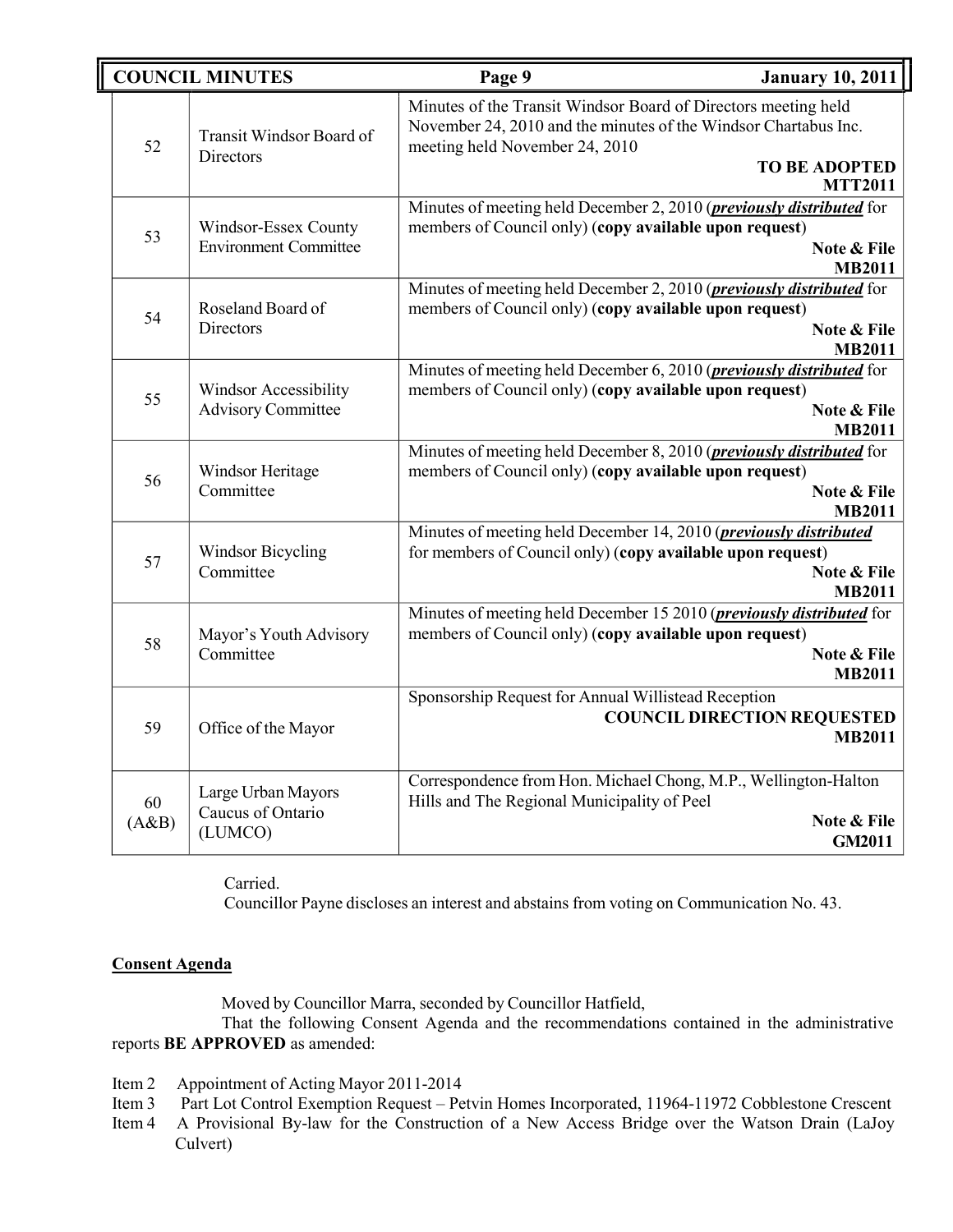| | | |
|---|---|---|
| 52 | Transit Windsor Board of Directors | Minutes of the Transit Windsor Board of Directors meeting held November 24, 2010 and the minutes of the Windsor Chartabus Inc. meeting held November 24, 2010 **TO BE ADOPTED MTT2011** |
| 53 | Windsor-Essex County Environment Committee | Minutes of meeting held December 2, 2010 (***previously distributed*** for members of Council only) (**copy available upon request**) **Note & File MB2011** |
| 54 | Roseland Board of Directors | Minutes of meeting held December 2, 2010 (***previously distributed*** for members of Council only) (**copy available upon request**) **Note & File MB2011** |
| 55 | Windsor Accessibility Advisory Committee | Minutes of meeting held December 6, 2010 (***previously distributed*** for members of Council only) (**copy available upon request**) **Note & File MB2011** |
| 56 | Windsor Heritage Committee | Minutes of meeting held December 8, 2010 (***previously distributed*** for members of Council only) (**copy available upon request**) **Note & File MB2011** |
| 57 | Windsor Bicycling Committee | Minutes of meeting held December 14, 2010 (***previously distributed*** for members of Council only) (**copy available upon request**) **Note & File MB2011** |
| 58 | Mayor's Youth Advisory Committee | Minutes of meeting held December 15 2010 (***previously distributed*** for members of Council only) (**copy available upon request**) **Note & File MB2011** |
| 59 | Office of the Mayor | Sponsorship Request for Annual Willistead Reception **COUNCIL DIRECTION REQUESTED MB2011** |
| 60 (A&B) | Large Urban Mayors Caucus of Ontario (LUMCO) | Correspondence from Hon. Michael Chong, M.P., Wellington-Halton Hills and The Regional Municipality of Peel **Note & File GM2011** |

Carried.
Councillor Payne discloses an interest and abstains from voting on Communication No. 43.

**Consent Agenda**

Moved by Councillor Marra, seconded by Councillor Hatfield,
That the following Consent Agenda and the recommendations contained in the administrative reports **BE APPROVED** as amended:

Item 2 Appointment of Acting Mayor 2011-2014
Item 3 Part Lot Control Exemption Request – Petvin Homes Incorporated, 11964-11972 Cobblestone Crescent
Item 4 A Provisional By-law for the Construction of a New Access Bridge over the Watson Drain (LaJoy Culvert)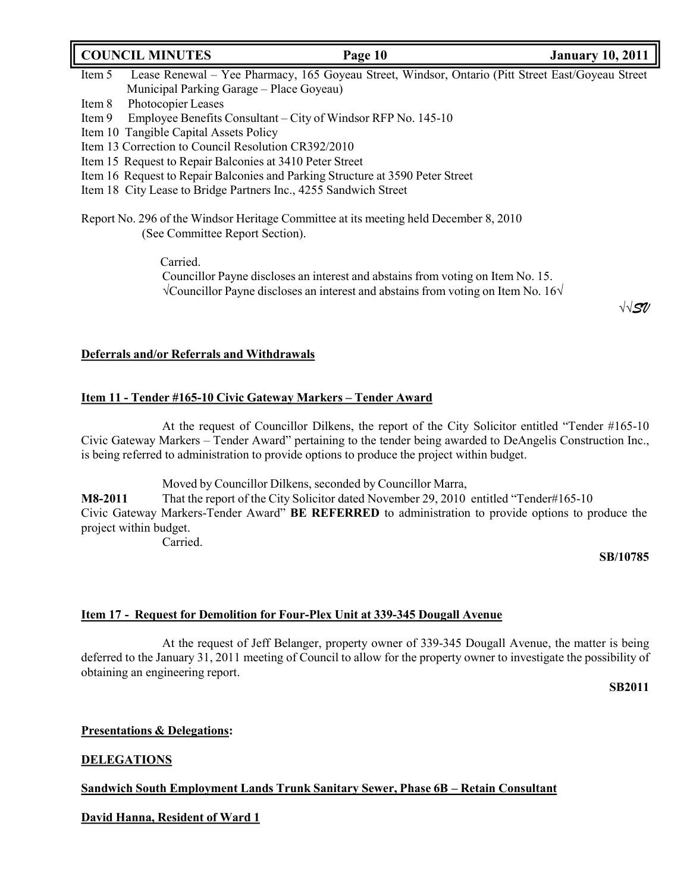Item 5 Lease Renewal – Yee Pharmacy, 165 Goyeau Street, Windsor, Ontario (Pitt Street East/Goyeau Street Municipal Parking Garage – Place Goyeau)
Item 8 Photocopier Leases
Item 9 Employee Benefits Consultant – City of Windsor RFP No. 145-10
Item 10 Tangible Capital Assets Policy
Item 13 Correction to Council Resolution CR392/2010
Item 15 Request to Repair Balconies at 3410 Peter Street
Item 16 Request to Repair Balconies and Parking Structure at 3590 Peter Street
Item 18 City Lease to Bridge Partners Inc., 4255 Sandwich Street

Report No. 296 of the Windsor Heritage Committee at its meeting held December 8, 2010 (See Committee Report Section).

Carried.
Councillor Payne discloses an interest and abstains from voting on Item No. 15.
√Councillor Payne discloses an interest and abstains from voting on Item No. 16√

√√SV

**Deferrals and/or Referrals and Withdrawals**

**Item 11 - Tender #165-10 Civic Gateway Markers – Tender Award**

At the request of Councillor Dilkens, the report of the City Solicitor entitled "Tender #165-10 Civic Gateway Markers – Tender Award" pertaining to the tender being awarded to DeAngelis Construction Inc., is being referred to administration to provide options to produce the project within budget.

Moved by Councillor Dilkens, seconded by Councillor Marra,

**M8-2011** That the report of the City Solicitor dated November 29, 2010 entitled "Tender#165-10 Civic Gateway Markers-Tender Award" **BE REFERRED** to administration to provide options to produce the project within budget.

Carried.

**SB/10785**

**Item 17 - Request for Demolition for Four-Plex Unit at 339-345 Dougall Avenue**

At the request of Jeff Belanger, property owner of 339-345 Dougall Avenue, the matter is being deferred to the January 31, 2011 meeting of Council to allow for the property owner to investigate the possibility of obtaining an engineering report.

**SB2011**

**Presentations & Delegations:**

**DELEGATIONS**

**Sandwich South Employment Lands Trunk Sanitary Sewer, Phase 6B – Retain Consultant**

**David Hanna, Resident of Ward 1**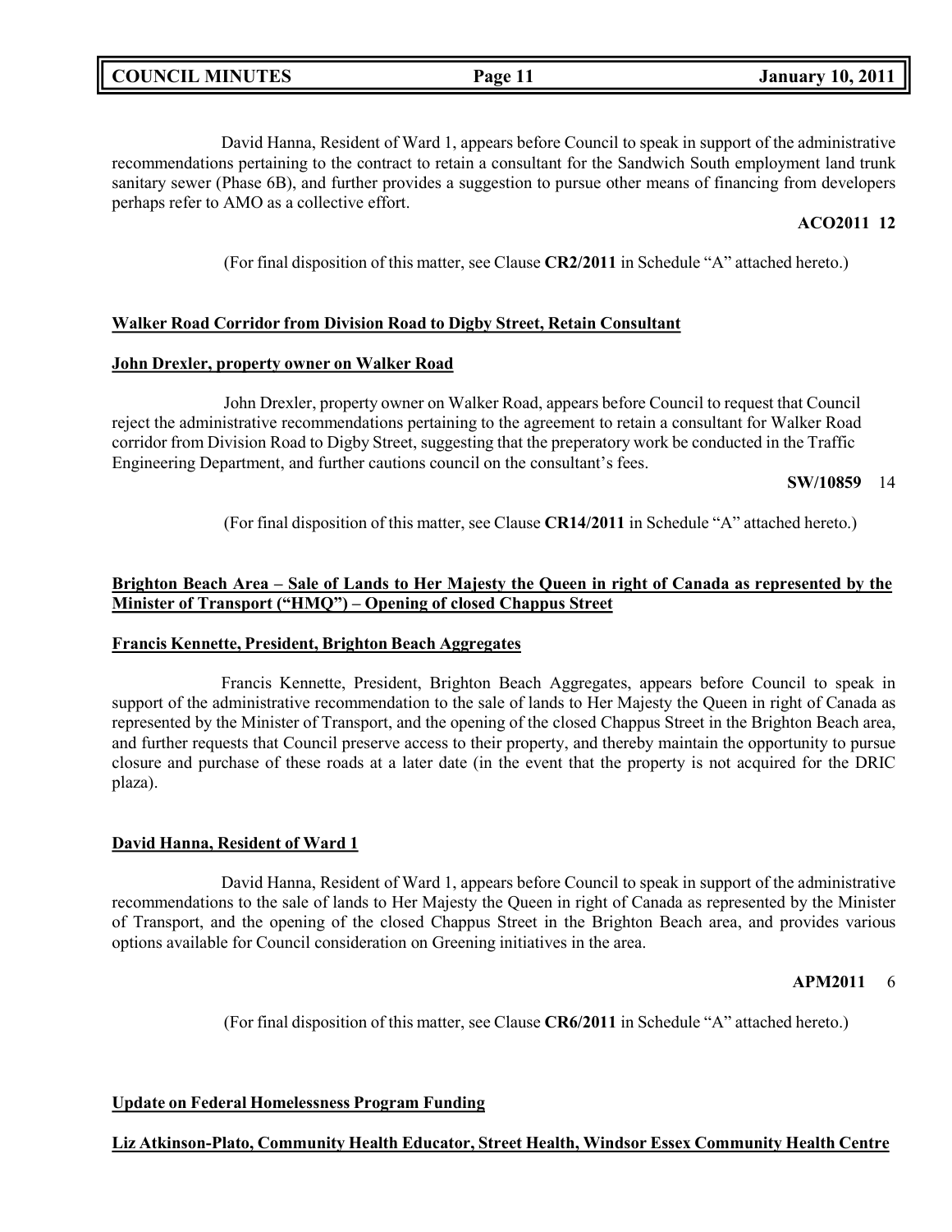David Hanna, Resident of Ward 1, appears before Council to speak in support of the administrative recommendations pertaining to the contract to retain a consultant for the Sandwich South employment land trunk sanitary sewer (Phase 6B), and further provides a suggestion to pursue other means of financing from developers perhaps refer to AMO as a collective effort.

**ACO2011 12**

(For final disposition of this matter, see Clause **CR2/2011** in Schedule "A" attached hereto.)

**Walker Road Corridor from Division Road to Digby Street, Retain Consultant**

**John Drexler, property owner on Walker Road**

John Drexler, property owner on Walker Road, appears before Council to request that Council reject the administrative recommendations pertaining to the agreement to retain a consultant for Walker Road corridor from Division Road to Digby Street, suggesting that the preperatory work be conducted in the Traffic Engineering Department, and further cautions council on the consultant's fees.

**SW/10859** 14

(For final disposition of this matter, see Clause **CR14/2011** in Schedule "A" attached hereto.)

**Brighton Beach Area – Sale of Lands to Her Majesty the Queen in right of Canada as represented by the Minister of Transport ("HMQ") – Opening of closed Chappus Street**

**Francis Kennette, President, Brighton Beach Aggregates**

Francis Kennette, President, Brighton Beach Aggregates, appears before Council to speak in support of the administrative recommendation to the sale of lands to Her Majesty the Queen in right of Canada as represented by the Minister of Transport, and the opening of the closed Chappus Street in the Brighton Beach area, and further requests that Council preserve access to their property, and thereby maintain the opportunity to pursue closure and purchase of these roads at a later date (in the event that the property is not acquired for the DRIC plaza).

**David Hanna, Resident of Ward 1**

David Hanna, Resident of Ward 1, appears before Council to speak in support of the administrative recommendations to the sale of lands to Her Majesty the Queen in right of Canada as represented by the Minister of Transport, and the opening of the closed Chappus Street in the Brighton Beach area, and provides various options available for Council consideration on Greening initiatives in the area.

**APM2011** 6

(For final disposition of this matter, see Clause **CR6/2011** in Schedule "A" attached hereto.)

**Update on Federal Homelessness Program Funding**

**Liz Atkinson-Plato, Community Health Educator, Street Health, Windsor Essex Community Health Centre**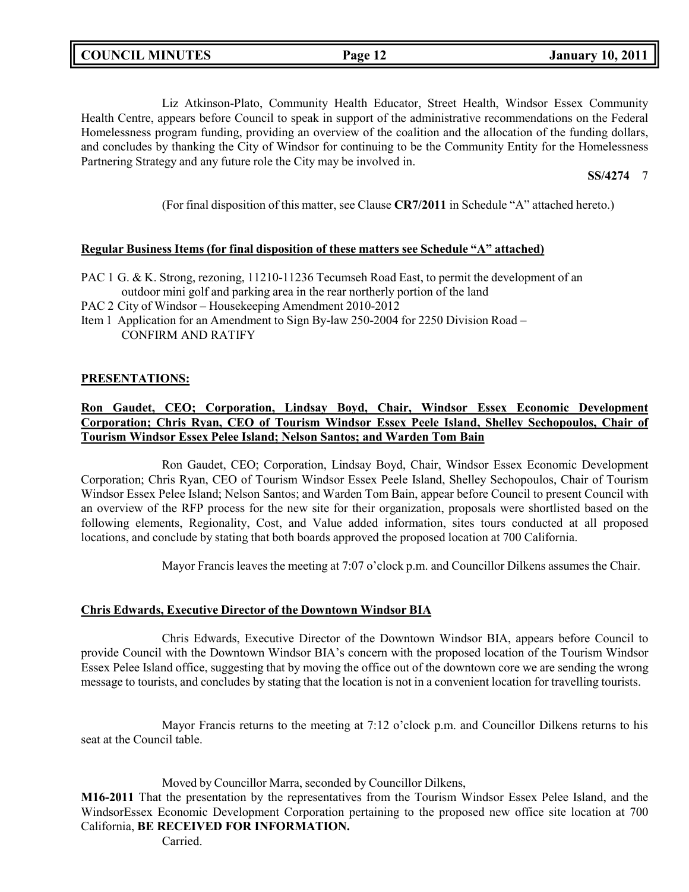Liz Atkinson-Plato, Community Health Educator, Street Health, Windsor Essex Community Health Centre, appears before Council to speak in support of the administrative recommendations on the Federal Homelessness program funding, providing an overview of the coalition and the allocation of the funding dollars, and concludes by thanking the City of Windsor for continuing to be the Community Entity for the Homelessness Partnering Strategy and any future role the City may be involved in.

**SS/4274** 7

(For final disposition of this matter, see Clause **CR7/2011** in Schedule "A" attached hereto.)

**Regular Business Items (for final disposition of these matters see Schedule "A" attached)**

PAC 1 G. & K. Strong, rezoning, 11210-11236 Tecumseh Road East, to permit the development of an outdoor mini golf and parking area in the rear northerly portion of the land
PAC 2 City of Windsor – Housekeeping Amendment 2010-2012
Item 1 Application for an Amendment to Sign By-law 250-2004 for 2250 Division Road – CONFIRM AND RATIFY

**PRESENTATIONS:**

**Ron Gaudet, CEO; Corporation, Lindsay Boyd, Chair, Windsor Essex Economic Development Corporation; Chris Ryan, CEO of Tourism Windsor Essex Peele Island, Shelley Sechopoulos, Chair of Tourism Windsor Essex Pelee Island; Nelson Santos; and Warden Tom Bain**

Ron Gaudet, CEO; Corporation, Lindsay Boyd, Chair, Windsor Essex Economic Development Corporation; Chris Ryan, CEO of Tourism Windsor Essex Peele Island, Shelley Sechopoulos, Chair of Tourism Windsor Essex Pelee Island; Nelson Santos; and Warden Tom Bain, appear before Council to present Council with an overview of the RFP process for the new site for their organization, proposals were shortlisted based on the following elements, Regionality, Cost, and Value added information, sites tours conducted at all proposed locations, and conclude by stating that both boards approved the proposed location at 700 California.

Mayor Francis leaves the meeting at 7:07 o'clock p.m. and Councillor Dilkens assumes the Chair.

**Chris Edwards, Executive Director of the Downtown Windsor BIA**

Chris Edwards, Executive Director of the Downtown Windsor BIA, appears before Council to provide Council with the Downtown Windsor BIA's concern with the proposed location of the Tourism Windsor Essex Pelee Island office, suggesting that by moving the office out of the downtown core we are sending the wrong message to tourists, and concludes by stating that the location is not in a convenient location for travelling tourists.

Mayor Francis returns to the meeting at 7:12 o'clock p.m. and Councillor Dilkens returns to his seat at the Council table.

Moved by Councillor Marra, seconded by Councillor Dilkens,

**M16-2011** That the presentation by the representatives from the Tourism Windsor Essex Pelee Island, and the WindsorEssex Economic Development Corporation pertaining to the proposed new office site location at 700 California, **BE RECEIVED FOR INFORMATION.**

Carried.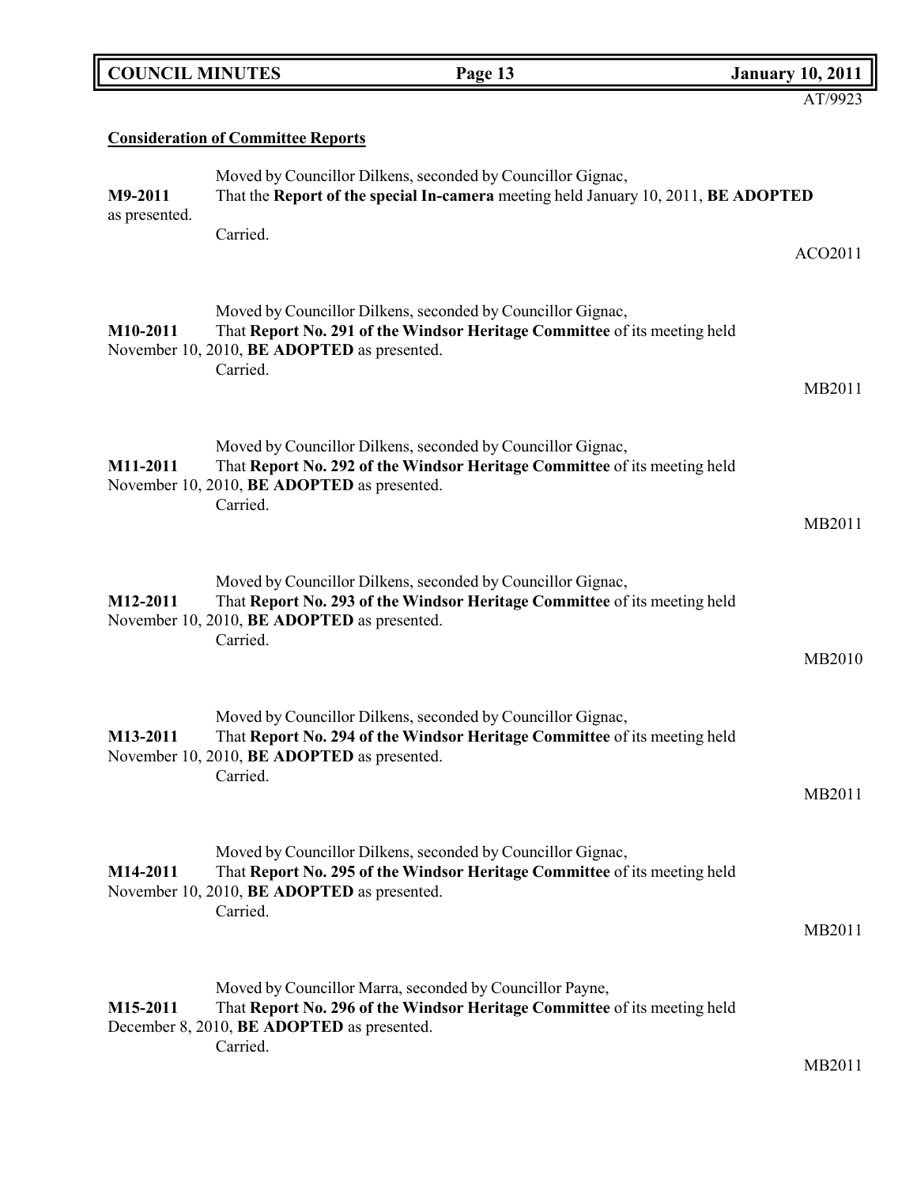AT/9923

**Consideration of Committee Reports**

**M9-2011** Moved by Councillor Dilkens, seconded by Councillor Gignac,
That the **Report of the special In-camera** meeting held January 10, 2011, **BE ADOPTED** as presented.
Carried.

ACO2011

**M10-2011** Moved by Councillor Dilkens, seconded by Councillor Gignac,
That **Report No. 291 of the Windsor Heritage Committee** of its meeting held November 10, 2010, **BE ADOPTED** as presented.
Carried.

MB2011

**M11-2011** Moved by Councillor Dilkens, seconded by Councillor Gignac,
That **Report No. 292 of the Windsor Heritage Committee** of its meeting held November 10, 2010, **BE ADOPTED** as presented.
Carried.

MB2011

**M12-2011** Moved by Councillor Dilkens, seconded by Councillor Gignac,
That **Report No. 293 of the Windsor Heritage Committee** of its meeting held November 10, 2010, **BE ADOPTED** as presented.
Carried.

MB2010

**M13-2011** Moved by Councillor Dilkens, seconded by Councillor Gignac,
That **Report No. 294 of the Windsor Heritage Committee** of its meeting held November 10, 2010, **BE ADOPTED** as presented.
Carried.

MB2011

**M14-2011** Moved by Councillor Dilkens, seconded by Councillor Gignac,
That **Report No. 295 of the Windsor Heritage Committee** of its meeting held November 10, 2010, **BE ADOPTED** as presented.
Carried.

MB2011

**M15-2011** Moved by Councillor Marra, seconded by Councillor Payne,
That **Report No. 296 of the Windsor Heritage Committee** of its meeting held December 8, 2010, **BE ADOPTED** as presented.
Carried.

MB2011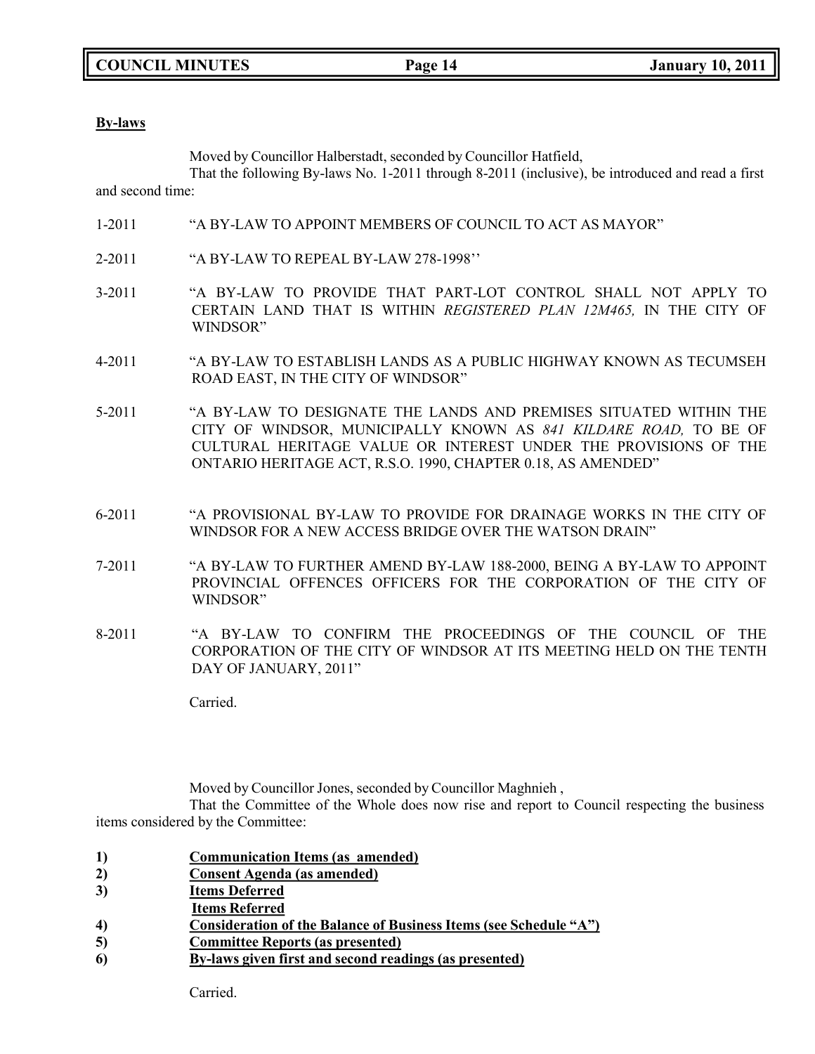**By-laws**

Moved by Councillor Halberstadt, seconded by Councillor Hatfield,

That the following By-laws No. 1-2011 through 8-2011 (inclusive), be introduced and read a first and second time:

1-2011 "A BY-LAW TO APPOINT MEMBERS OF COUNCIL TO ACT AS MAYOR"

2-2011 "A BY-LAW TO REPEAL BY-LAW 278-1998''

3-2011 "A BY-LAW TO PROVIDE THAT PART-LOT CONTROL SHALL NOT APPLY TO CERTAIN LAND THAT IS WITHIN *REGISTERED PLAN 12M465,* IN THE CITY OF WINDSOR"

4-2011 "A BY-LAW TO ESTABLISH LANDS AS A PUBLIC HIGHWAY KNOWN AS TECUMSEH ROAD EAST, IN THE CITY OF WINDSOR"

5-2011 "A BY-LAW TO DESIGNATE THE LANDS AND PREMISES SITUATED WITHIN THE CITY OF WINDSOR, MUNICIPALLY KNOWN AS *841 KILDARE ROAD,* TO BE OF CULTURAL HERITAGE VALUE OR INTEREST UNDER THE PROVISIONS OF THE ONTARIO HERITAGE ACT, R.S.O. 1990, CHAPTER 0.18, AS AMENDED"

6-2011 "A PROVISIONAL BY-LAW TO PROVIDE FOR DRAINAGE WORKS IN THE CITY OF WINDSOR FOR A NEW ACCESS BRIDGE OVER THE WATSON DRAIN"

7-2011 "A BY-LAW TO FURTHER AMEND BY-LAW 188-2000, BEING A BY-LAW TO APPOINT PROVINCIAL OFFENCES OFFICERS FOR THE CORPORATION OF THE CITY OF WINDSOR"

8-2011 "A BY-LAW TO CONFIRM THE PROCEEDINGS OF THE COUNCIL OF THE CORPORATION OF THE CITY OF WINDSOR AT ITS MEETING HELD ON THE TENTH DAY OF JANUARY, 2011"

Carried.

Moved by Councillor Jones, seconded by Councillor Maghnieh ,

That the Committee of the Whole does now rise and report to Council respecting the business items considered by the Committee:

1) **Communication Items (as amended)**
2) **Consent Agenda (as amended)**
3) **Items Deferred**
   **Items Referred**
4) **Consideration of the Balance of Business Items (see Schedule "A")**
5) **Committee Reports (as presented)**
6) **By-laws given first and second readings (as presented)**

Carried.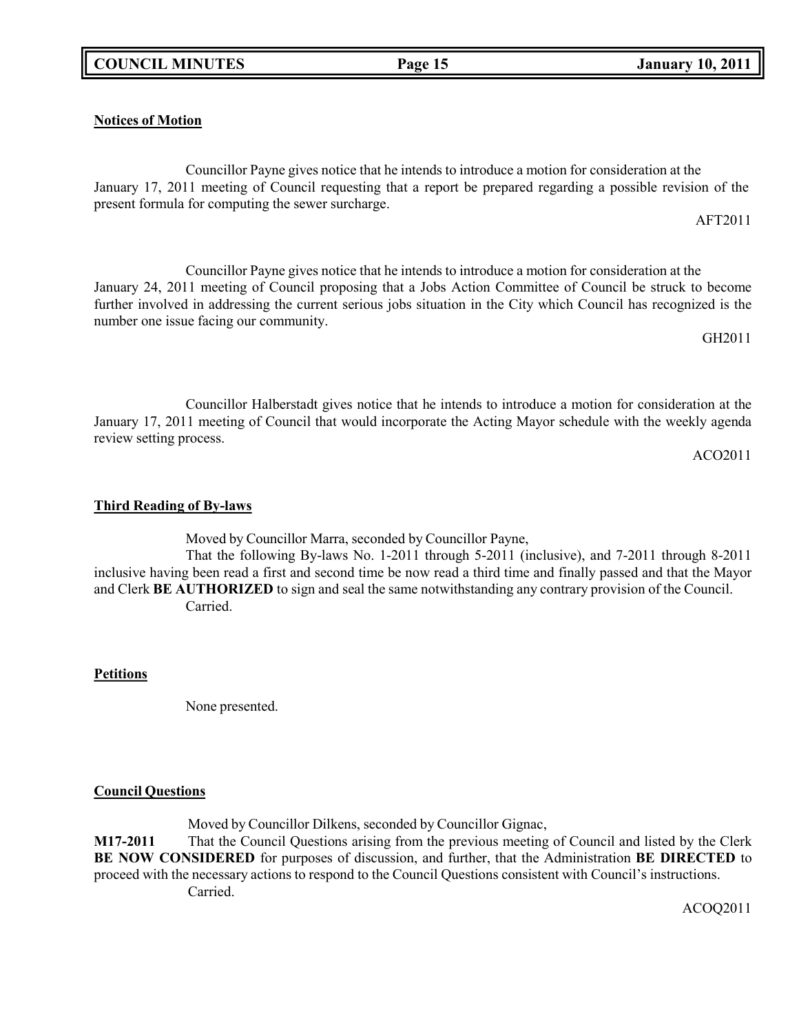**Notices of Motion**

Councillor Payne gives notice that he intends to introduce a motion for consideration at the January 17, 2011 meeting of Council requesting that a report be prepared regarding a possible revision of the present formula for computing the sewer surcharge.

AFT2011

Councillor Payne gives notice that he intends to introduce a motion for consideration at the January 24, 2011 meeting of Council proposing that a Jobs Action Committee of Council be struck to become further involved in addressing the current serious jobs situation in the City which Council has recognized is the number one issue facing our community.

GH2011

Councillor Halberstadt gives notice that he intends to introduce a motion for consideration at the January 17, 2011 meeting of Council that would incorporate the Acting Mayor schedule with the weekly agenda review setting process.

ACO2011

**Third Reading of By-laws**

Moved by Councillor Marra, seconded by Councillor Payne,

That the following By-laws No. 1-2011 through 5-2011 (inclusive), and 7-2011 through 8-2011 inclusive having been read a first and second time be now read a third time and finally passed and that the Mayor and Clerk **BE AUTHORIZED** to sign and seal the same notwithstanding any contrary provision of the Council.

Carried.

**Petitions**

None presented.

**Council Questions**

Moved by Councillor Dilkens, seconded by Councillor Gignac,

**M17-2011** That the Council Questions arising from the previous meeting of Council and listed by the Clerk **BE NOW CONSIDERED** for purposes of discussion, and further, that the Administration **BE DIRECTED** to proceed with the necessary actions to respond to the Council Questions consistent with Council's instructions.

Carried.

ACOQ2011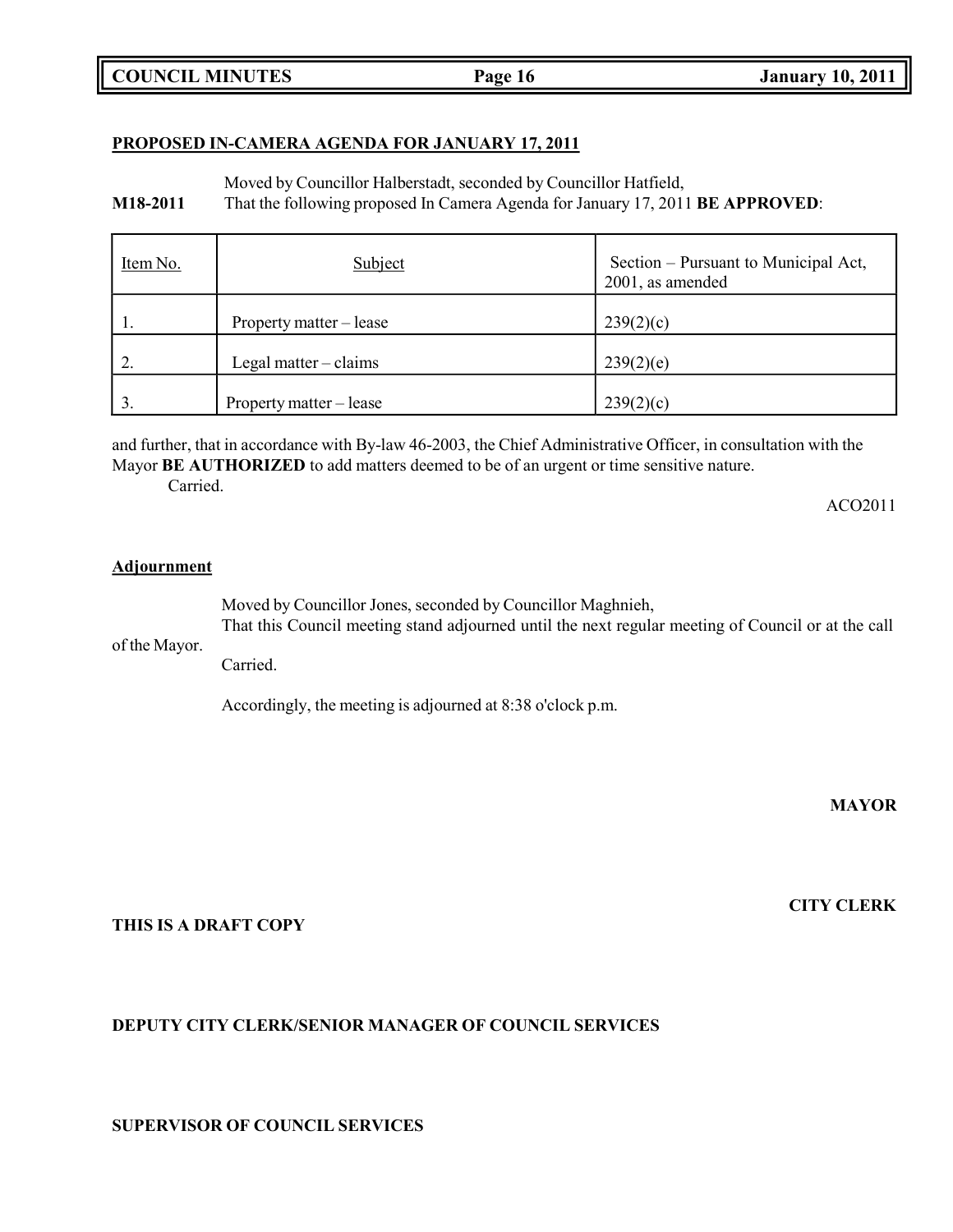**PROPOSED IN-CAMERA AGENDA FOR JANUARY 17, 2011**

Moved by Councillor Halberstadt, seconded by Councillor Hatfield,

**M18-2011** That the following proposed In Camera Agenda for January 17, 2011 **BE APPROVED**:

| Item No. | Subject | Section – Pursuant to Municipal Act, 2001, as amended |
|---|---|---|
| 1. | Property matter – lease | 239(2)(c) |
| 2. | Legal matter – claims | 239(2)(e) |
| 3. | Property matter – lease | 239(2)(c) |

and further, that in accordance with By-law 46-2003, the Chief Administrative Officer, in consultation with the Mayor **BE AUTHORIZED** to add matters deemed to be of an urgent or time sensitive nature.

Carried.

ACO2011

**Adjournment**

Moved by Councillor Jones, seconded by Councillor Maghnieh,

That this Council meeting stand adjourned until the next regular meeting of Council or at the call of the Mayor.

Carried.

Accordingly, the meeting is adjourned at 8:38 o'clock p.m.

**MAYOR**

**CITY CLERK**

**THIS IS A DRAFT COPY**

**DEPUTY CITY CLERK/SENIOR MANAGER OF COUNCIL SERVICES**

**SUPERVISOR OF COUNCIL SERVICES**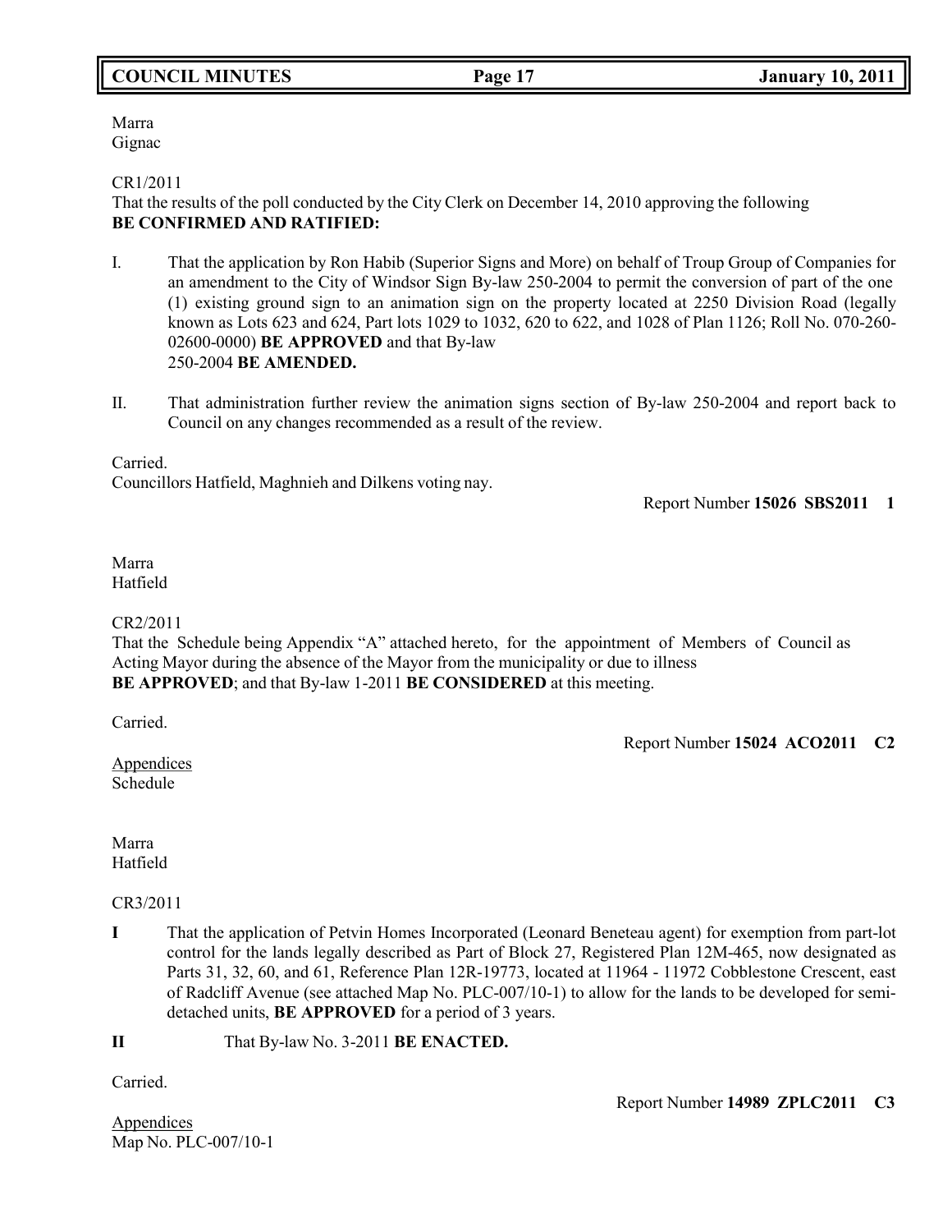Marra
Gignac

CR1/2011
That the results of the poll conducted by the City Clerk on December 14, 2010 approving the following **BE CONFIRMED AND RATIFIED:**

I. That the application by Ron Habib (Superior Signs and More) on behalf of Troup Group of Companies for an amendment to the City of Windsor Sign By-law 250-2004 to permit the conversion of part of the one (1) existing ground sign to an animation sign on the property located at 2250 Division Road (legally known as Lots 623 and 624, Part lots 1029 to 1032, 620 to 622, and 1028 of Plan 1126; Roll No. 070-260-02600-0000) **BE APPROVED** and that By-law 250-2004 **BE AMENDED.**

II. That administration further review the animation signs section of By-law 250-2004 and report back to Council on any changes recommended as a result of the review.

Carried.
Councillors Hatfield, Maghnieh and Dilkens voting nay.

Report Number **15026 SBS2011 1**

Marra
Hatfield

CR2/2011
That the Schedule being Appendix "A" attached hereto, for the appointment of Members of Council as Acting Mayor during the absence of the Mayor from the municipality or due to illness **BE APPROVED**; and that By-law 1-2011 **BE CONSIDERED** at this meeting.

Carried.

Report Number **15024 ACO2011 C2**

Appendices
Schedule

Marra
Hatfield

CR3/2011

**I** That the application of Petvin Homes Incorporated (Leonard Beneteau agent) for exemption from part-lot control for the lands legally described as Part of Block 27, Registered Plan 12M-465, now designated as Parts 31, 32, 60, and 61, Reference Plan 12R-19773, located at 11964 - 11972 Cobblestone Crescent, east of Radcliff Avenue (see attached Map No. PLC-007/10-1) to allow for the lands to be developed for semi-detached units, **BE APPROVED** for a period of 3 years.

**II** That By-law No. 3-2011 **BE ENACTED.**

Carried.

Report Number **14989 ZPLC2011 C3**

Appendices
Map No. PLC-007/10-1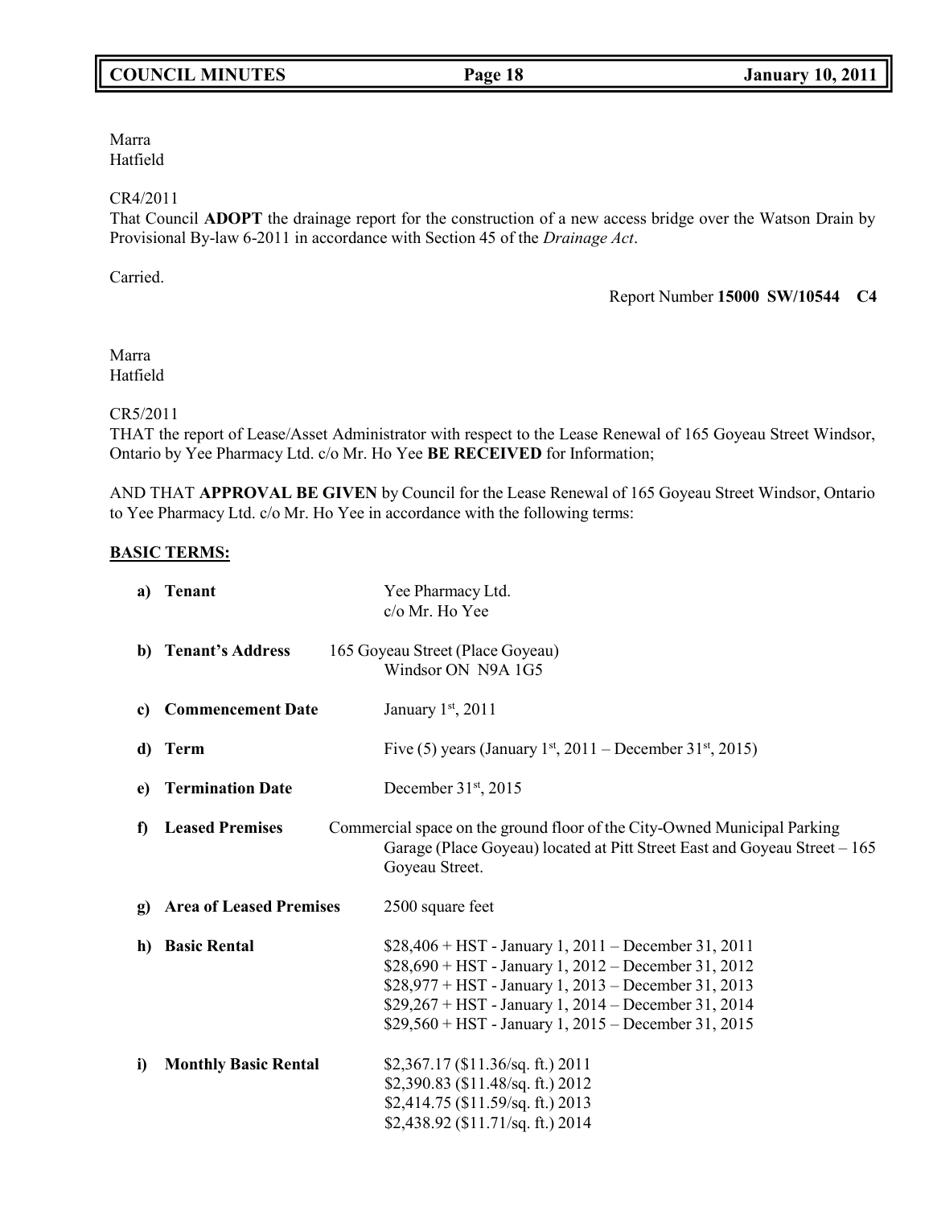Marra
Hatfield

CR4/2011
That Council **ADOPT** the drainage report for the construction of a new access bridge over the Watson Drain by Provisional By-law 6-2011 in accordance with Section 45 of the *Drainage Act*.

Carried.

Report Number **15000 SW/10544 C4**

Marra
Hatfield

CR5/2011
THAT the report of Lease/Asset Administrator with respect to the Lease Renewal of 165 Goyeau Street Windsor, Ontario by Yee Pharmacy Ltd. c/o Mr. Ho Yee **BE RECEIVED** for Information;

AND THAT **APPROVAL BE GIVEN** by Council for the Lease Renewal of 165 Goyeau Street Windsor, Ontario to Yee Pharmacy Ltd. c/o Mr. Ho Yee in accordance with the following terms:

**BASIC TERMS:**

**a) Tenant** — Yee Pharmacy Ltd.
c/o Mr. Ho Yee

**b) Tenant's Address** — 165 Goyeau Street (Place Goyeau)
Windsor ON N9A 1G5

**c) Commencement Date** — January 1st, 2011

**d) Term** — Five (5) years (January 1st, 2011 – December 31st, 2015)

**e) Termination Date** — December 31st, 2015

**f) Leased Premises** — Commercial space on the ground floor of the City-Owned Municipal Parking Garage (Place Goyeau) located at Pitt Street East and Goyeau Street – 165 Goyeau Street.

**g) Area of Leased Premises** — 2500 square feet

**h) Basic Rental** —
$28,406 + HST - January 1, 2011 – December 31, 2011
$28,690 + HST - January 1, 2012 – December 31, 2012
$28,977 + HST - January 1, 2013 – December 31, 2013
$29,267 + HST - January 1, 2014 – December 31, 2014
$29,560 + HST - January 1, 2015 – December 31, 2015

**i) Monthly Basic Rental** —
$2,367.17 ($11.36/sq. ft.) 2011
$2,390.83 ($11.48/sq. ft.) 2012
$2,414.75 ($11.59/sq. ft.) 2013
$2,438.92 ($11.71/sq. ft.) 2014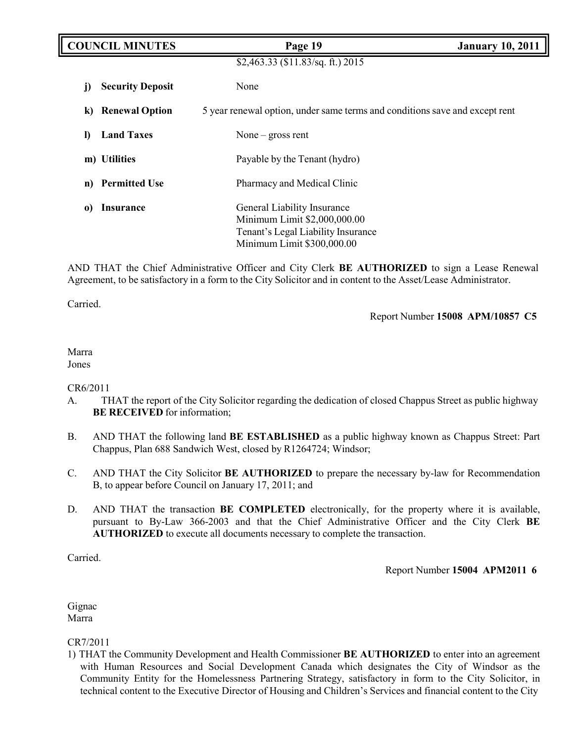$2,463.33 ($11.83/sq. ft.) 2015

| | | |
|---|---|---|
| **j)** | **Security Deposit** | None |
| **k)** | **Renewal Option** | 5 year renewal option, under same terms and conditions save and except rent |
| **l)** | **Land Taxes** | None – gross rent |
| **m)** | **Utilities** | Payable by the Tenant (hydro) |
| **n)** | **Permitted Use** | Pharmacy and Medical Clinic |
| **o)** | **Insurance** | General Liability Insurance<br>Minimum Limit $2,000,000.00<br>Tenant's Legal Liability Insurance<br>Minimum Limit $300,000.00 |

AND THAT the Chief Administrative Officer and City Clerk **BE AUTHORIZED** to sign a Lease Renewal Agreement, to be satisfactory in a form to the City Solicitor and in content to the Asset/Lease Administrator.

Carried.

Report Number **15008 APM/10857 C5**

Marra
Jones

CR6/2011

A. THAT the report of the City Solicitor regarding the dedication of closed Chappus Street as public highway **BE RECEIVED** for information;

B. AND THAT the following land **BE ESTABLISHED** as a public highway known as Chappus Street: Part Chappus, Plan 688 Sandwich West, closed by R1264724; Windsor;

C. AND THAT the City Solicitor **BE AUTHORIZED** to prepare the necessary by-law for Recommendation B, to appear before Council on January 17, 2011; and

D. AND THAT the transaction **BE COMPLETED** electronically, for the property where it is available, pursuant to By-Law 366-2003 and that the Chief Administrative Officer and the City Clerk **BE AUTHORIZED** to execute all documents necessary to complete the transaction.

Carried.

Report Number **15004 APM2011 6**

Gignac
Marra

CR7/2011

1) THAT the Community Development and Health Commissioner **BE AUTHORIZED** to enter into an agreement with Human Resources and Social Development Canada which designates the City of Windsor as the Community Entity for the Homelessness Partnering Strategy, satisfactory in form to the City Solicitor, in technical content to the Executive Director of Housing and Children's Services and financial content to the City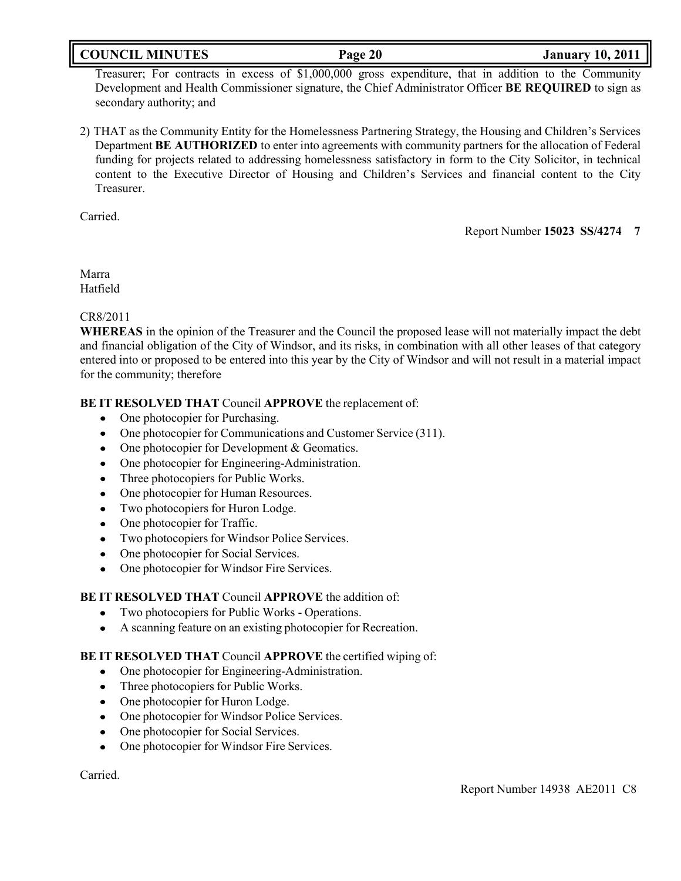Treasurer; For contracts in excess of $1,000,000 gross expenditure, that in addition to the Community Development and Health Commissioner signature, the Chief Administrator Officer **BE REQUIRED** to sign as secondary authority; and

2) THAT as the Community Entity for the Homelessness Partnering Strategy, the Housing and Children's Services Department **BE AUTHORIZED** to enter into agreements with community partners for the allocation of Federal funding for projects related to addressing homelessness satisfactory in form to the City Solicitor, in technical content to the Executive Director of Housing and Children's Services and financial content to the City Treasurer.

Carried.

Report Number **15023 SS/4274 7**

Marra
Hatfield

CR8/2011
**WHEREAS** in the opinion of the Treasurer and the Council the proposed lease will not materially impact the debt and financial obligation of the City of Windsor, and its risks, in combination with all other leases of that category entered into or proposed to be entered into this year by the City of Windsor and will not result in a material impact for the community; therefore

**BE IT RESOLVED THAT** Council **APPROVE** the replacement of:

- One photocopier for Purchasing.
- One photocopier for Communications and Customer Service (311).
- One photocopier for Development & Geomatics.
- One photocopier for Engineering-Administration.
- Three photocopiers for Public Works.
- One photocopier for Human Resources.
- Two photocopiers for Huron Lodge.
- One photocopier for Traffic.
- Two photocopiers for Windsor Police Services.
- One photocopier for Social Services.
- One photocopier for Windsor Fire Services.

**BE IT RESOLVED THAT** Council **APPROVE** the addition of:

- Two photocopiers for Public Works - Operations.
- A scanning feature on an existing photocopier for Recreation.

**BE IT RESOLVED THAT** Council **APPROVE** the certified wiping of:

- One photocopier for Engineering-Administration.
- Three photocopiers for Public Works.
- One photocopier for Huron Lodge.
- One photocopier for Windsor Police Services.
- One photocopier for Social Services.
- One photocopier for Windsor Fire Services.

Carried.

Report Number 14938 AE2011 C8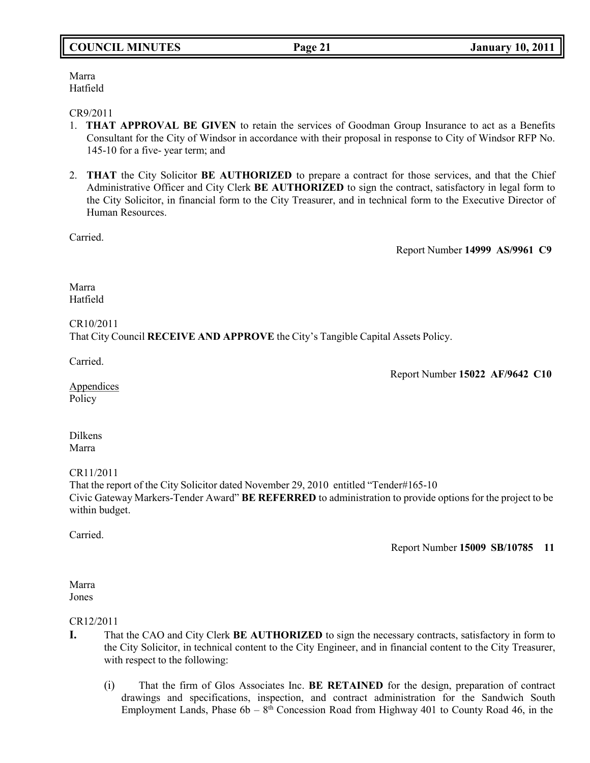Marra
Hatfield

CR9/2011

1. **THAT APPROVAL BE GIVEN** to retain the services of Goodman Group Insurance to act as a Benefits Consultant for the City of Windsor in accordance with their proposal in response to City of Windsor RFP No. 145-10 for a five- year term; and

2. **THAT** the City Solicitor **BE AUTHORIZED** to prepare a contract for those services, and that the Chief Administrative Officer and City Clerk **BE AUTHORIZED** to sign the contract, satisfactory in legal form to the City Solicitor, in financial form to the City Treasurer, and in technical form to the Executive Director of Human Resources.

Carried.

Report Number **14999 AS/9961 C9**

Marra
Hatfield

CR10/2011
That City Council **RECEIVE AND APPROVE** the City's Tangible Capital Assets Policy.

Carried.

Report Number **15022 AF/9642 C10**

Appendices
Policy

Dilkens
Marra

CR11/2011
That the report of the City Solicitor dated November 29, 2010 entitled "Tender#165-10 Civic Gateway Markers-Tender Award" **BE REFERRED** to administration to provide options for the project to be within budget.

Carried.

Report Number **15009 SB/10785 11**

Marra
Jones

CR12/2011

**I.** That the CAO and City Clerk **BE AUTHORIZED** to sign the necessary contracts, satisfactory in form to the City Solicitor, in technical content to the City Engineer, and in financial content to the City Treasurer, with respect to the following:

(i) That the firm of Glos Associates Inc. **BE RETAINED** for the design, preparation of contract drawings and specifications, inspection, and contract administration for the Sandwich South Employment Lands, Phase 6b – 8th Concession Road from Highway 401 to County Road 46, in the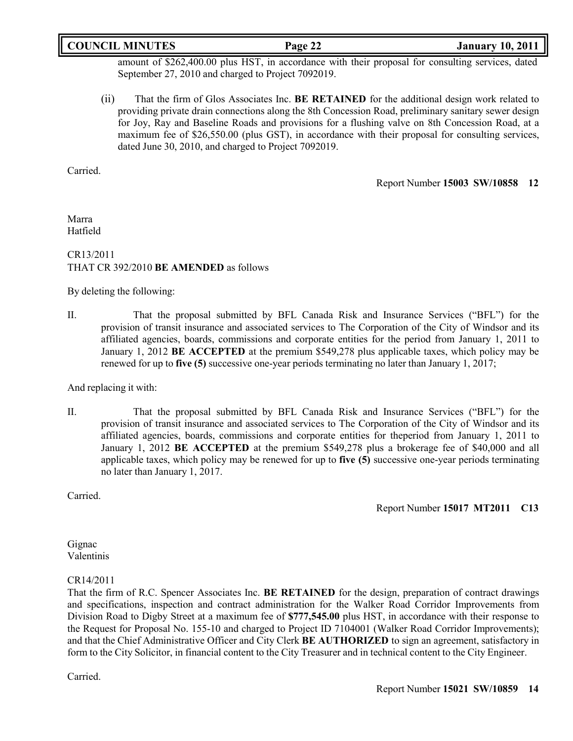amount of $262,400.00 plus HST, in accordance with their proposal for consulting services, dated September 27, 2010 and charged to Project 7092019.

(ii) That the firm of Glos Associates Inc. **BE RETAINED** for the additional design work related to providing private drain connections along the 8th Concession Road, preliminary sanitary sewer design for Joy, Ray and Baseline Roads and provisions for a flushing valve on 8th Concession Road, at a maximum fee of $26,550.00 (plus GST), in accordance with their proposal for consulting services, dated June 30, 2010, and charged to Project 7092019.

Carried.

Report Number **15003 SW/10858 12**

Marra
Hatfield

CR13/2011
THAT CR 392/2010 **BE AMENDED** as follows

By deleting the following:

II. That the proposal submitted by BFL Canada Risk and Insurance Services ("BFL") for the provision of transit insurance and associated services to The Corporation of the City of Windsor and its affiliated agencies, boards, commissions and corporate entities for the period from January 1, 2011 to January 1, 2012 **BE ACCEPTED** at the premium $549,278 plus applicable taxes, which policy may be renewed for up to **five (5)** successive one-year periods terminating no later than January 1, 2017;

And replacing it with:

II. That the proposal submitted by BFL Canada Risk and Insurance Services ("BFL") for the provision of transit insurance and associated services to The Corporation of the City of Windsor and its affiliated agencies, boards, commissions and corporate entities for theperiod from January 1, 2011 to January 1, 2012 **BE ACCEPTED** at the premium $549,278 plus a brokerage fee of $40,000 and all applicable taxes, which policy may be renewed for up to **five (5)** successive one-year periods terminating no later than January 1, 2017.

Carried.

Report Number **15017 MT2011 C13**

Gignac
Valentinis

CR14/2011
That the firm of R.C. Spencer Associates Inc. **BE RETAINED** for the design, preparation of contract drawings and specifications, inspection and contract administration for the Walker Road Corridor Improvements from Division Road to Digby Street at a maximum fee of **$777,545.00** plus HST, in accordance with their response to the Request for Proposal No. 155-10 and charged to Project ID 7104001 (Walker Road Corridor Improvements); and that the Chief Administrative Officer and City Clerk **BE AUTHORIZED** to sign an agreement, satisfactory in form to the City Solicitor, in financial content to the City Treasurer and in technical content to the City Engineer.

Carried.

Report Number **15021 SW/10859 14**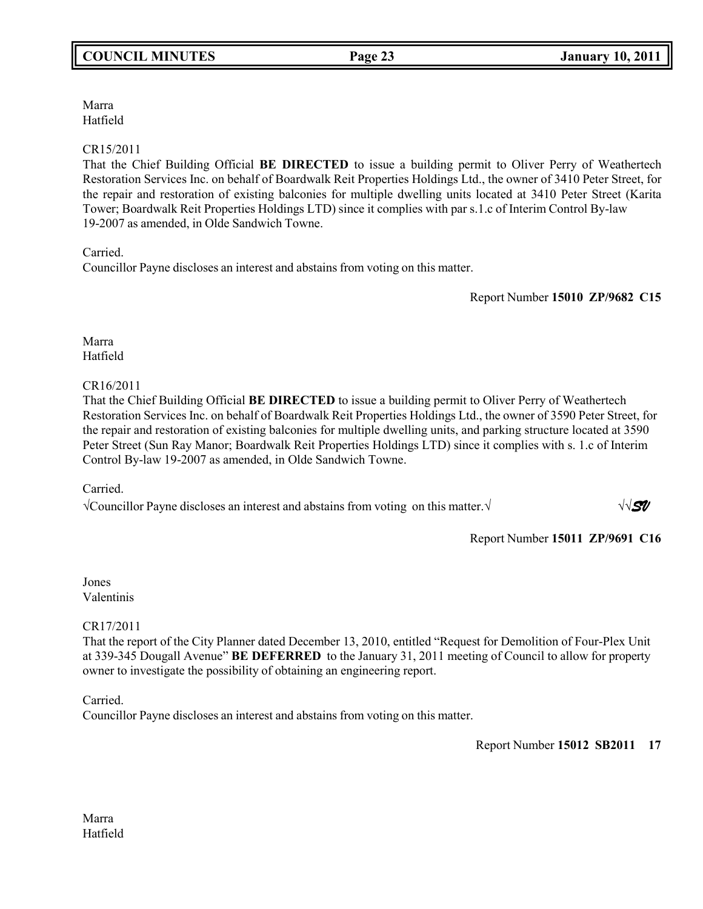Marra
Hatfield

CR15/2011
That the Chief Building Official **BE DIRECTED** to issue a building permit to Oliver Perry of Weathertech Restoration Services Inc. on behalf of Boardwalk Reit Properties Holdings Ltd., the owner of 3410 Peter Street, for the repair and restoration of existing balconies for multiple dwelling units located at 3410 Peter Street (Karita Tower; Boardwalk Reit Properties Holdings LTD) since it complies with par s.1.c of Interim Control By-law 19-2007 as amended, in Olde Sandwich Towne.

Carried.
Councillor Payne discloses an interest and abstains from voting on this matter.

Report Number **15010 ZP/9682 C15**

Marra
Hatfield

CR16/2011
That the Chief Building Official **BE DIRECTED** to issue a building permit to Oliver Perry of Weathertech Restoration Services Inc. on behalf of Boardwalk Reit Properties Holdings Ltd., the owner of 3590 Peter Street, for the repair and restoration of existing balconies for multiple dwelling units, and parking structure located at 3590 Peter Street (Sun Ray Manor; Boardwalk Reit Properties Holdings LTD) since it complies with s. 1.c of Interim Control By-law 19-2007 as amended, in Olde Sandwich Towne.

Carried.
√Councillor Payne discloses an interest and abstains from voting on this matter.√ √√SV

Report Number **15011 ZP/9691 C16**

Jones
Valentinis

CR17/2011
That the report of the City Planner dated December 13, 2010, entitled "Request for Demolition of Four-Plex Unit at 339-345 Dougall Avenue" **BE DEFERRED** to the January 31, 2011 meeting of Council to allow for property owner to investigate the possibility of obtaining an engineering report.

Carried.
Councillor Payne discloses an interest and abstains from voting on this matter.

Report Number **15012 SB2011 17**

Marra
Hatfield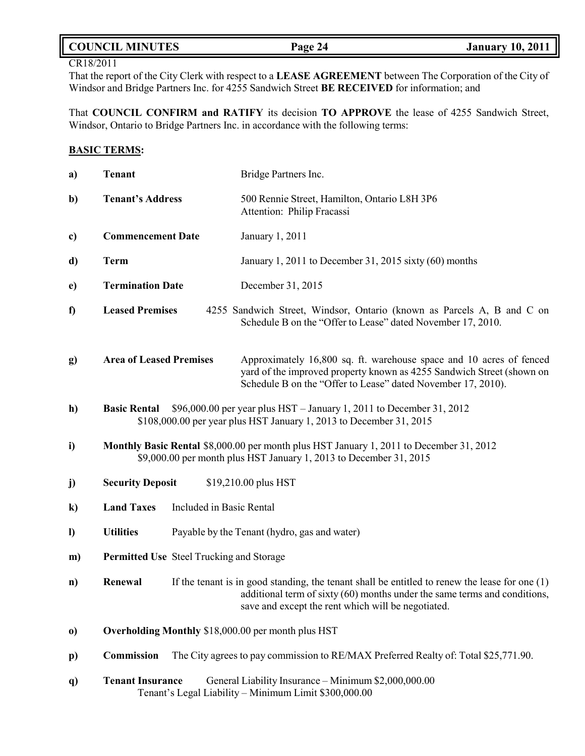CR18/2011
That the report of the City Clerk with respect to a **LEASE AGREEMENT** between The Corporation of the City of Windsor and Bridge Partners Inc. for 4255 Sandwich Street **BE RECEIVED** for information; and

That **COUNCIL CONFIRM and RATIFY** its decision **TO APPROVE** the lease of 4255 Sandwich Street, Windsor, Ontario to Bridge Partners Inc. in accordance with the following terms:

**BASIC TERMS:**

**a) Tenant** — Bridge Partners Inc.

**b) Tenant's Address** — 500 Rennie Street, Hamilton, Ontario L8H 3P6
Attention: Philip Fracassi

**c) Commencement Date** — January 1, 2011

**d) Term** — January 1, 2011 to December 31, 2015 sixty (60) months

**e) Termination Date** — December 31, 2015

**f) Leased Premises** — 4255 Sandwich Street, Windsor, Ontario (known as Parcels A, B and C on Schedule B on the "Offer to Lease" dated November 17, 2010.

**g) Area of Leased Premises** — Approximately 16,800 sq. ft. warehouse space and 10 acres of fenced yard of the improved property known as 4255 Sandwich Street (shown on Schedule B on the "Offer to Lease" dated November 17, 2010).

**h) Basic Rental** — $96,000.00 per year plus HST – January 1, 2011 to December 31, 2012
$108,000.00 per year plus HST January 1, 2013 to December 31, 2015

**i) Monthly Basic Rental** — $8,000.00 per month plus HST January 1, 2011 to December 31, 2012
$9,000.00 per month plus HST January 1, 2013 to December 31, 2015

**j) Security Deposit** — $19,210.00 plus HST

**k) Land Taxes** — Included in Basic Rental

**l) Utilities** — Payable by the Tenant (hydro, gas and water)

**m) Permitted Use** — Steel Trucking and Storage

**n) Renewal** — If the tenant is in good standing, the tenant shall be entitled to renew the lease for one (1) additional term of sixty (60) months under the same terms and conditions, save and except the rent which will be negotiated.

**o) Overholding Monthly** — $18,000.00 per month plus HST

**p) Commission** — The City agrees to pay commission to RE/MAX Preferred Realty of: Total $25,771.90.

**q) Tenant Insurance** — General Liability Insurance – Minimum $2,000,000.00
Tenant's Legal Liability – Minimum Limit $300,000.00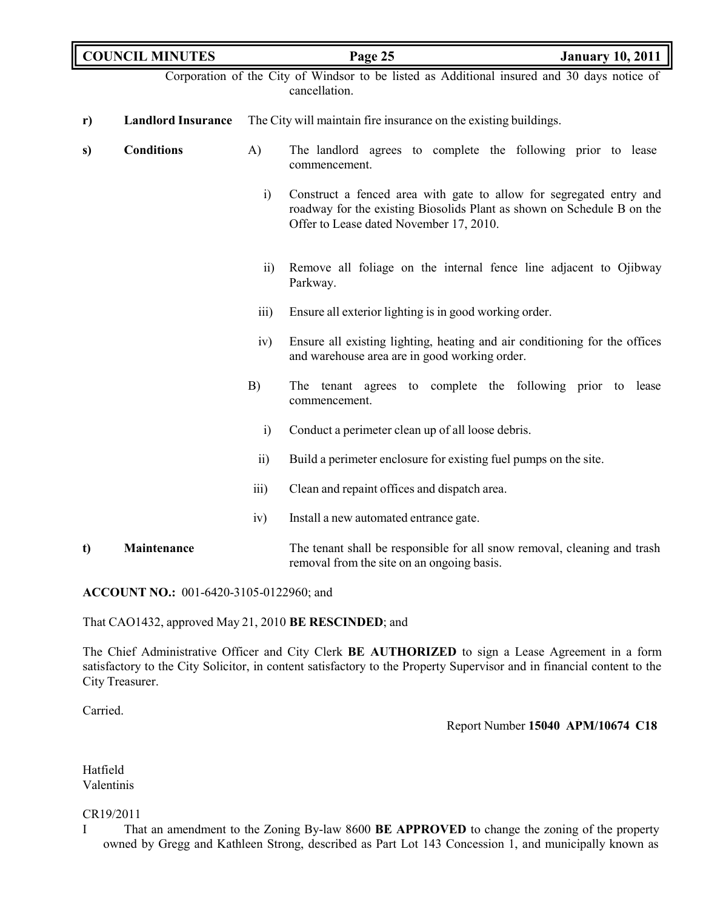Corporation of the City of Windsor to be listed as Additional insured and 30 days notice of cancellation.

**r) Landlord Insurance** The City will maintain fire insurance on the existing buildings.

**s) Conditions**

A) The landlord agrees to complete the following prior to lease commencement.

i) Construct a fenced area with gate to allow for segregated entry and roadway for the existing Biosolids Plant as shown on Schedule B on the Offer to Lease dated November 17, 2010.

ii) Remove all foliage on the internal fence line adjacent to Ojibway Parkway.

iii) Ensure all exterior lighting is in good working order.

iv) Ensure all existing lighting, heating and air conditioning for the offices and warehouse area are in good working order.

B) The tenant agrees to complete the following prior to lease commencement.

i) Conduct a perimeter clean up of all loose debris.

ii) Build a perimeter enclosure for existing fuel pumps on the site.

iii) Clean and repaint offices and dispatch area.

iv) Install a new automated entrance gate.

**t) Maintenance** The tenant shall be responsible for all snow removal, cleaning and trash removal from the site on an ongoing basis.

**ACCOUNT NO.:** 001-6420-3105-0122960; and

That CAO1432, approved May 21, 2010 **BE RESCINDED**; and

The Chief Administrative Officer and City Clerk **BE AUTHORIZED** to sign a Lease Agreement in a form satisfactory to the City Solicitor, in content satisfactory to the Property Supervisor and in financial content to the City Treasurer.

Carried.

Report Number **15040 APM/10674 C18**

Hatfield
Valentinis

CR19/2011

I That an amendment to the Zoning By-law 8600 **BE APPROVED** to change the zoning of the property owned by Gregg and Kathleen Strong, described as Part Lot 143 Concession 1, and municipally known as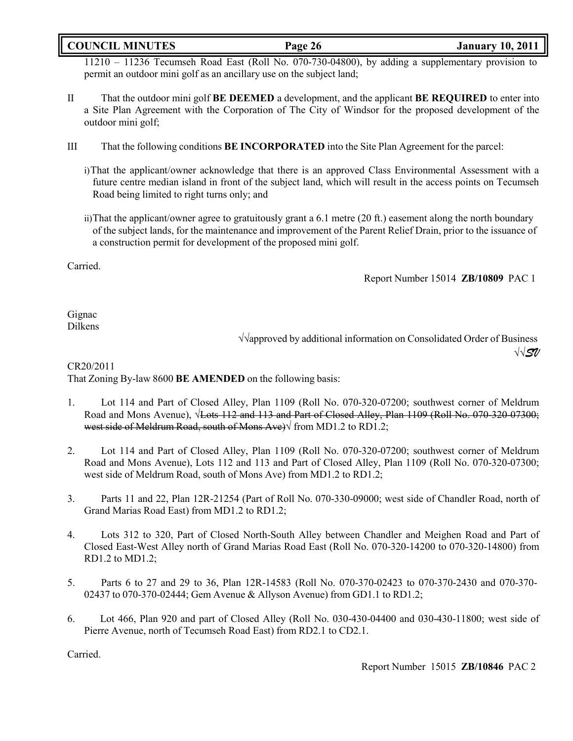11210 – 11236 Tecumseh Road East (Roll No. 070-730-04800), by adding a supplementary provision to permit an outdoor mini golf as an ancillary use on the subject land;

II That the outdoor mini golf **BE DEEMED** a development, and the applicant **BE REQUIRED** to enter into a Site Plan Agreement with the Corporation of The City of Windsor for the proposed development of the outdoor mini golf;

III That the following conditions **BE INCORPORATED** into the Site Plan Agreement for the parcel:

i) That the applicant/owner acknowledge that there is an approved Class Environmental Assessment with a future centre median island in front of the subject land, which will result in the access points on Tecumseh Road being limited to right turns only; and

ii) That the applicant/owner agree to gratuitously grant a 6.1 metre (20 ft.) easement along the north boundary of the subject lands, for the maintenance and improvement of the Parent Relief Drain, prior to the issuance of a construction permit for development of the proposed mini golf.

Carried.

Report Number 15014 **ZB/10809** PAC 1

Gignac
Dilkens

√√approved by additional information on Consolidated Order of Business
√√*SV*

CR20/2011
That Zoning By-law 8600 **BE AMENDED** on the following basis:

1. Lot 114 and Part of Closed Alley, Plan 1109 (Roll No. 070-320-07200; southwest corner of Meldrum Road and Mons Avenue), √~~Lots 112 and 113 and Part of Closed Alley, Plan 1109 (Roll No. 070-320-07300; west side of Meldrum Road, south of Mons Ave)~~√ from MD1.2 to RD1.2;

2. Lot 114 and Part of Closed Alley, Plan 1109 (Roll No. 070-320-07200; southwest corner of Meldrum Road and Mons Avenue), Lots 112 and 113 and Part of Closed Alley, Plan 1109 (Roll No. 070-320-07300; west side of Meldrum Road, south of Mons Ave) from MD1.2 to RD1.2;

3. Parts 11 and 22, Plan 12R-21254 (Part of Roll No. 070-330-09000; west side of Chandler Road, north of Grand Marias Road East) from MD1.2 to RD1.2;

4. Lots 312 to 320, Part of Closed North-South Alley between Chandler and Meighen Road and Part of Closed East-West Alley north of Grand Marias Road East (Roll No. 070-320-14200 to 070-320-14800) from RD1.2 to MD1.2;

5. Parts 6 to 27 and 29 to 36, Plan 12R-14583 (Roll No. 070-370-02423 to 070-370-2430 and 070-370-02437 to 070-370-02444; Gem Avenue & Allyson Avenue) from GD1.1 to RD1.2;

6. Lot 466, Plan 920 and part of Closed Alley (Roll No. 030-430-04400 and 030-430-11800; west side of Pierre Avenue, north of Tecumseh Road East) from RD2.1 to CD2.1.

Carried.

Report Number 15015 **ZB/10846** PAC 2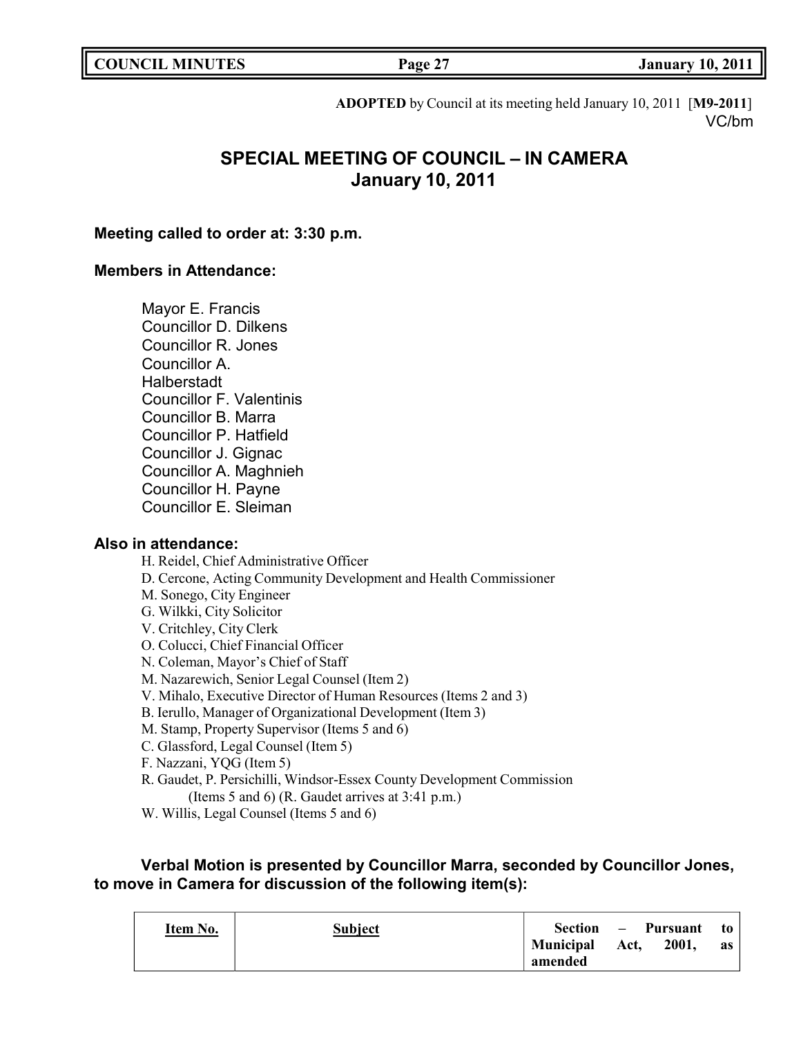**ADOPTED** by Council at its meeting held January 10, 2011 [**M9-2011**]
VC/bm

# SPECIAL MEETING OF COUNCIL – IN CAMERA
## January 10, 2011

**Meeting called to order at: 3:30 p.m.**

**Members in Attendance:**

Mayor E. Francis
Councillor D. Dilkens
Councillor R. Jones
Councillor A. Halberstadt
Councillor F. Valentinis
Councillor B. Marra
Councillor P. Hatfield
Councillor J. Gignac
Councillor A. Maghnieh
Councillor H. Payne
Councillor E. Sleiman

**Also in attendance:**

H. Reidel, Chief Administrative Officer
D. Cercone, Acting Community Development and Health Commissioner
M. Sonego, City Engineer
G. Wilkki, City Solicitor
V. Critchley, City Clerk
O. Colucci, Chief Financial Officer
N. Coleman, Mayor's Chief of Staff
M. Nazarewich, Senior Legal Counsel (Item 2)
V. Mihalo, Executive Director of Human Resources (Items 2 and 3)
B. Ierullo, Manager of Organizational Development (Item 3)
M. Stamp, Property Supervisor (Items 5 and 6)
C. Glassford, Legal Counsel (Item 5)
F. Nazzani, YQG (Item 5)
R. Gaudet, P. Persichilli, Windsor-Essex County Development Commission (Items 5 and 6) (R. Gaudet arrives at 3:41 p.m.)
W. Willis, Legal Counsel (Items 5 and 6)

**Verbal Motion is presented by Councillor Marra, seconded by Councillor Jones, to move in Camera for discussion of the following item(s):**

| Item No. | Subject | Section – Pursuant to Municipal Act, 2001, as amended |
|---|---|---|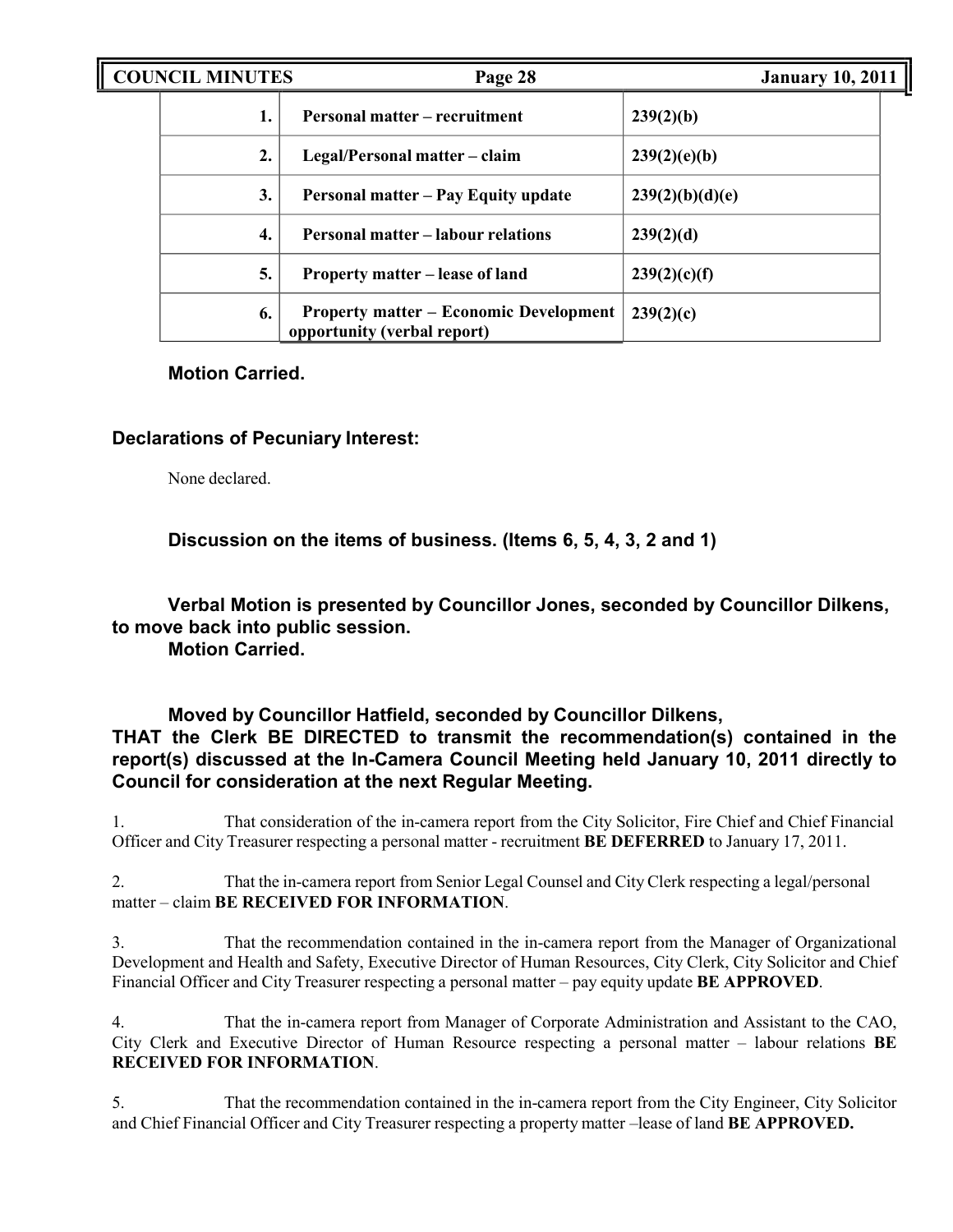| | | |
|---|---|---|
| **1.** | **Personal matter – recruitment** | **239(2)(b)** |
| **2.** | **Legal/Personal matter – claim** | **239(2)(e)(b)** |
| **3.** | **Personal matter – Pay Equity update** | **239(2)(b)(d)(e)** |
| **4.** | **Personal matter – labour relations** | **239(2)(d)** |
| **5.** | **Property matter – lease of land** | **239(2)(c)(f)** |
| **6.** | **Property matter – Economic Development opportunity (verbal report)** | **239(2)(c)** |

**Motion Carried.**

**Declarations of Pecuniary Interest:**

None declared.

**Discussion on the items of business. (Items 6, 5, 4, 3, 2 and 1)**

**Verbal Motion is presented by Councillor Jones, seconded by Councillor Dilkens, to move back into public session.**
**Motion Carried.**

**Moved by Councillor Hatfield, seconded by Councillor Dilkens,**
**THAT the Clerk BE DIRECTED to transmit the recommendation(s) contained in the report(s) discussed at the In-Camera Council Meeting held January 10, 2011 directly to Council for consideration at the next Regular Meeting.**

1. That consideration of the in-camera report from the City Solicitor, Fire Chief and Chief Financial Officer and City Treasurer respecting a personal matter - recruitment **BE DEFERRED** to January 17, 2011.

2. That the in-camera report from Senior Legal Counsel and City Clerk respecting a legal/personal matter – claim **BE RECEIVED FOR INFORMATION**.

3. That the recommendation contained in the in-camera report from the Manager of Organizational Development and Health and Safety, Executive Director of Human Resources, City Clerk, City Solicitor and Chief Financial Officer and City Treasurer respecting a personal matter – pay equity update **BE APPROVED**.

4. That the in-camera report from Manager of Corporate Administration and Assistant to the CAO, City Clerk and Executive Director of Human Resource respecting a personal matter – labour relations **BE RECEIVED FOR INFORMATION**.

5. That the recommendation contained in the in-camera report from the City Engineer, City Solicitor and Chief Financial Officer and City Treasurer respecting a property matter –lease of land **BE APPROVED.**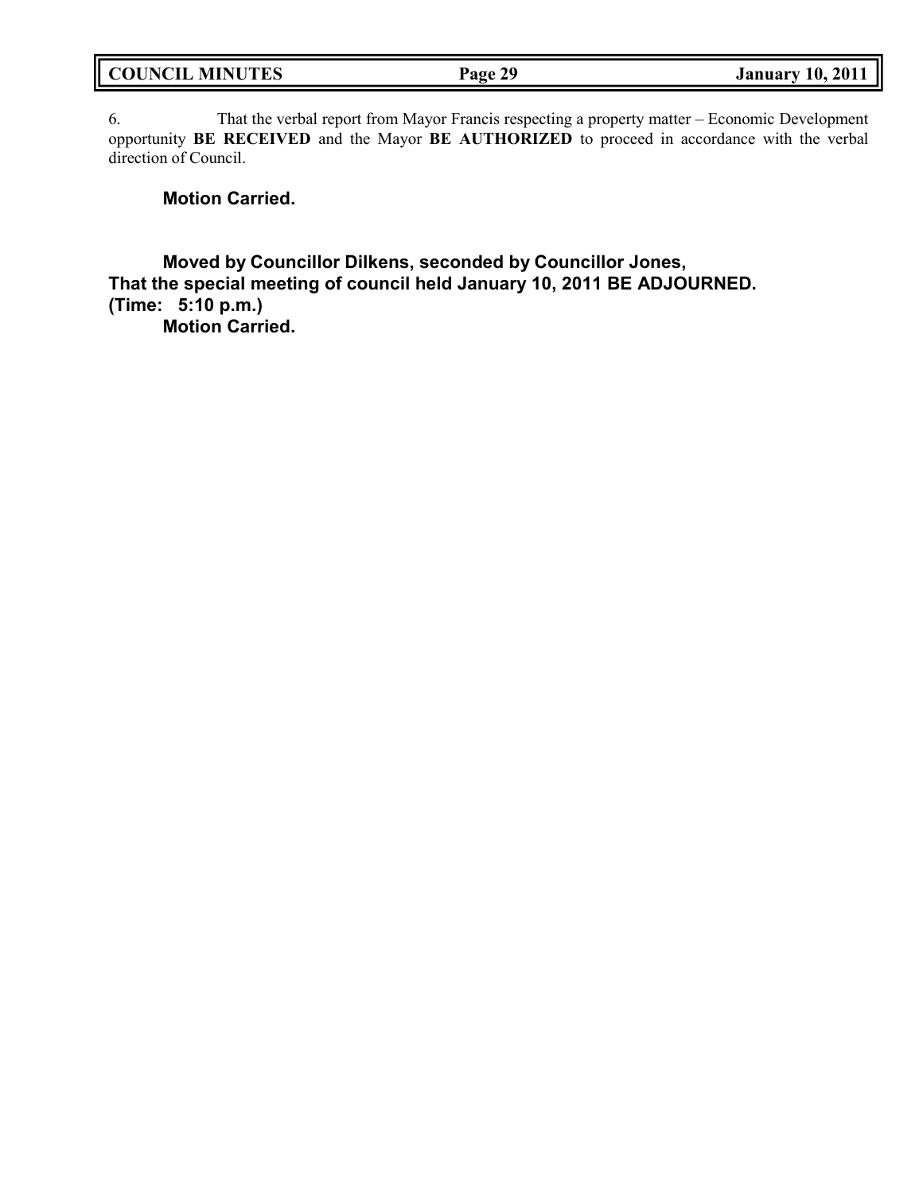6. That the verbal report from Mayor Francis respecting a property matter – Economic Development opportunity **BE RECEIVED** and the Mayor **BE AUTHORIZED** to proceed in accordance with the verbal direction of Council.

**Motion Carried.**

**Moved by Councillor Dilkens, seconded by Councillor Jones,**
**That the special meeting of council held January 10, 2011 BE ADJOURNED.**
**(Time: 5:10 p.m.)**
**Motion Carried.**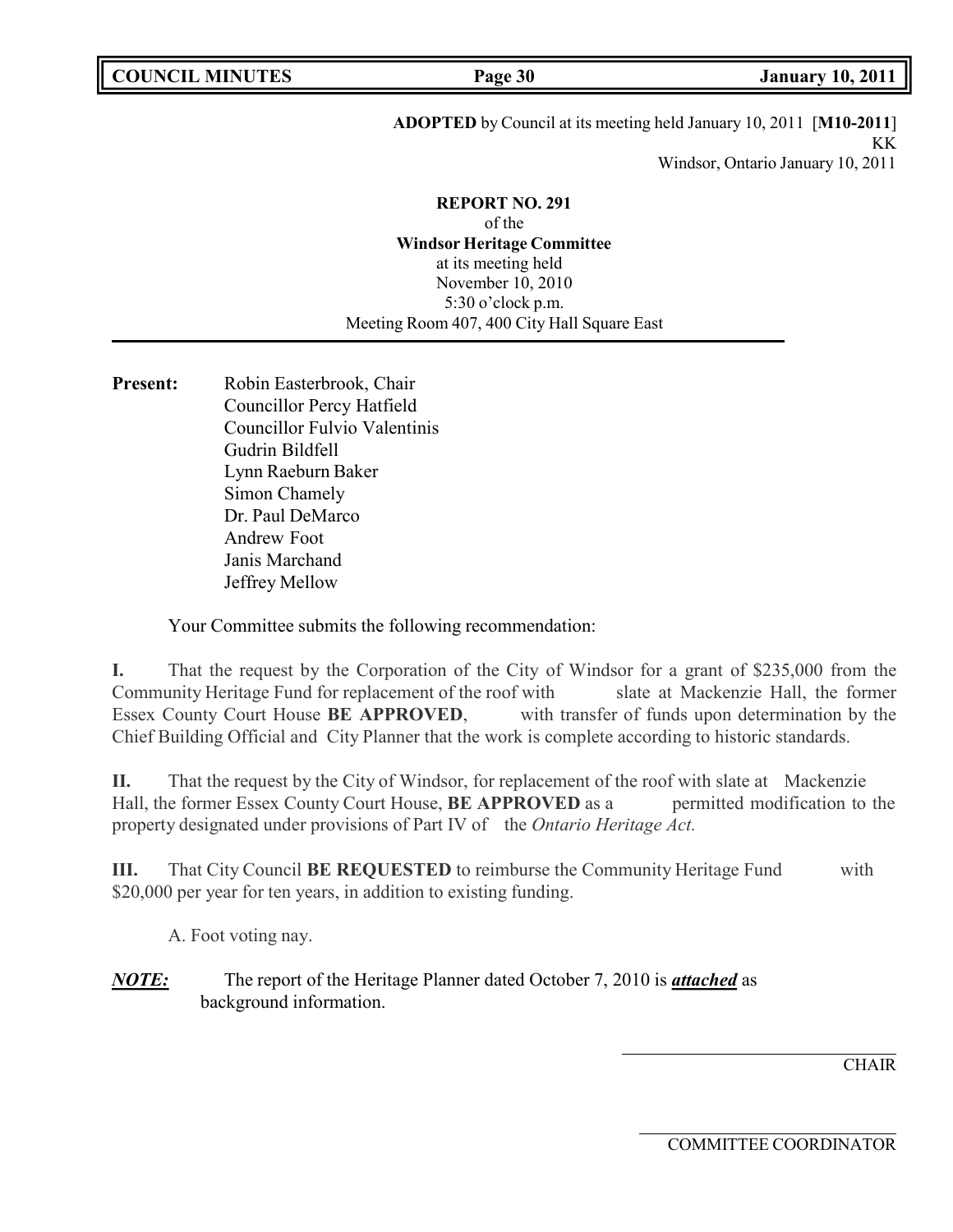**ADOPTED** by Council at its meeting held January 10, 2011 [**M10-2011**]
KK
Windsor, Ontario January 10, 2011

**REPORT NO. 291**
of the
**Windsor Heritage Committee**
at its meeting held
November 10, 2010
5:30 o'clock p.m.
Meeting Room 407, 400 City Hall Square East

**Present:** Robin Easterbrook, Chair
Councillor Percy Hatfield
Councillor Fulvio Valentinis
Gudrin Bildfell
Lynn Raeburn Baker
Simon Chamely
Dr. Paul DeMarco
Andrew Foot
Janis Marchand
Jeffrey Mellow

Your Committee submits the following recommendation:

**I.** That the request by the Corporation of the City of Windsor for a grant of $235,000 from the Community Heritage Fund for replacement of the roof with slate at Mackenzie Hall, the former Essex County Court House **BE APPROVED**, with transfer of funds upon determination by the Chief Building Official and City Planner that the work is complete according to historic standards.

**II.** That the request by the City of Windsor, for replacement of the roof with slate at Mackenzie Hall, the former Essex County Court House, **BE APPROVED** as a permitted modification to the property designated under provisions of Part IV of the *Ontario Heritage Act.*

**III.** That City Council **BE REQUESTED** to reimburse the Community Heritage Fund with $20,000 per year for ten years, in addition to existing funding.

A. Foot voting nay.

***NOTE:*** The report of the Heritage Planner dated October 7, 2010 is ***attached*** as background information.

CHAIR

COMMITTEE COORDINATOR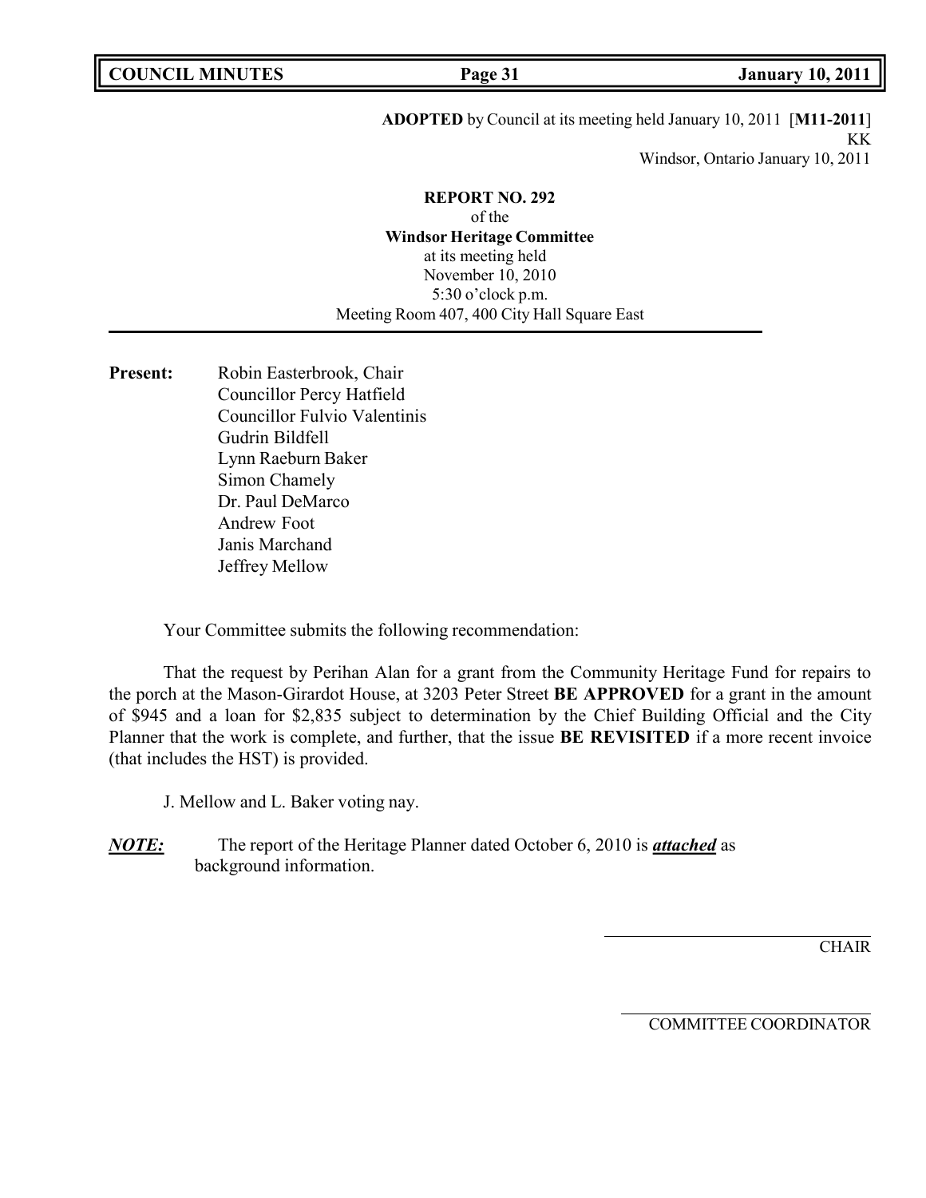**ADOPTED** by Council at its meeting held January 10, 2011 [**M11-2011**]
KK
Windsor, Ontario January 10, 2011

**REPORT NO. 292**
of the
**Windsor Heritage Committee**
at its meeting held
November 10, 2010
5:30 o'clock p.m.
Meeting Room 407, 400 City Hall Square East

---

**Present:** Robin Easterbrook, Chair
Councillor Percy Hatfield
Councillor Fulvio Valentinis
Gudrin Bildfell
Lynn Raeburn Baker
Simon Chamely
Dr. Paul DeMarco
Andrew Foot
Janis Marchand
Jeffrey Mellow

Your Committee submits the following recommendation:

That the request by Perihan Alan for a grant from the Community Heritage Fund for repairs to the porch at the Mason-Girardot House, at 3203 Peter Street **BE APPROVED** for a grant in the amount of $945 and a loan for $2,835 subject to determination by the Chief Building Official and the City Planner that the work is complete, and further, that the issue **BE REVISITED** if a more recent invoice (that includes the HST) is provided.

J. Mellow and L. Baker voting nay.

***NOTE:*** The report of the Heritage Planner dated October 6, 2010 is ***attached*** as background information.

CHAIR

COMMITTEE COORDINATOR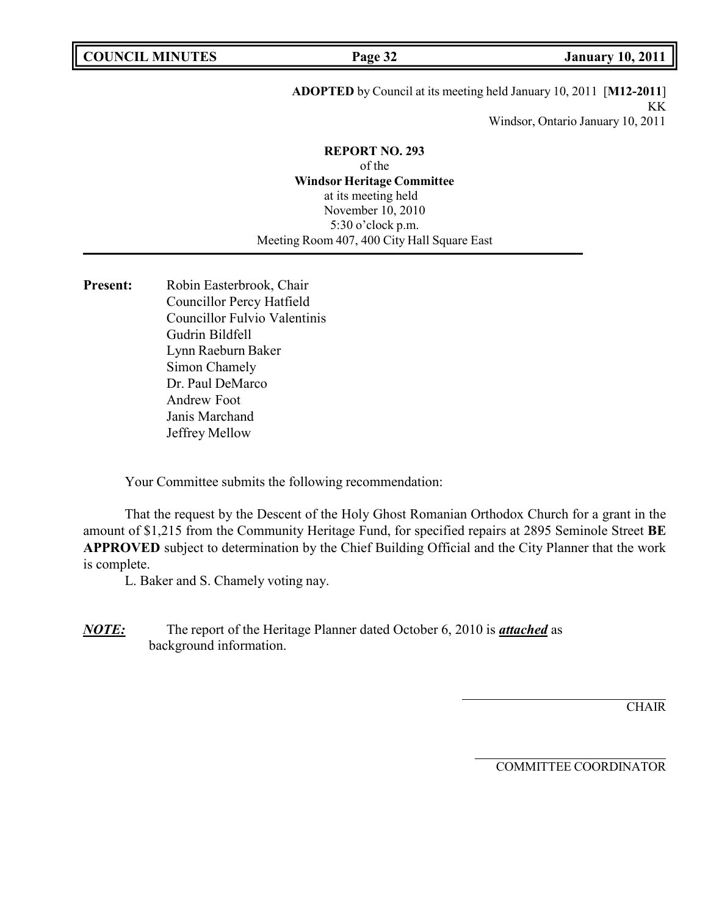**ADOPTED** by Council at its meeting held January 10, 2011 [**M12-2011**]
KK
Windsor, Ontario January 10, 2011

**REPORT NO. 293**
of the
**Windsor Heritage Committee**
at its meeting held
November 10, 2010
5:30 o'clock p.m.
Meeting Room 407, 400 City Hall Square East

---

**Present:** Robin Easterbrook, Chair
Councillor Percy Hatfield
Councillor Fulvio Valentinis
Gudrin Bildfell
Lynn Raeburn Baker
Simon Chamely
Dr. Paul DeMarco
Andrew Foot
Janis Marchand
Jeffrey Mellow

Your Committee submits the following recommendation:

That the request by the Descent of the Holy Ghost Romanian Orthodox Church for a grant in the amount of $1,215 from the Community Heritage Fund, for specified repairs at 2895 Seminole Street **BE APPROVED** subject to determination by the Chief Building Official and the City Planner that the work is complete.

L. Baker and S. Chamely voting nay.

***NOTE:*** The report of the Heritage Planner dated October 6, 2010 is ***attached*** as background information.

CHAIR

COMMITTEE COORDINATOR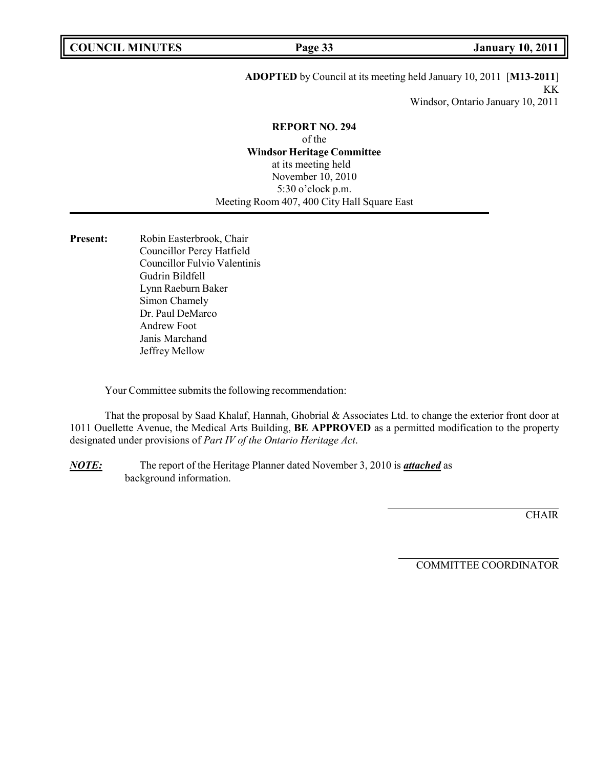**ADOPTED** by Council at its meeting held January 10, 2011 [**M13-2011**]
KK
Windsor, Ontario January 10, 2011

**REPORT NO. 294**
of the
**Windsor Heritage Committee**
at its meeting held
November 10, 2010
5:30 o'clock p.m.
Meeting Room 407, 400 City Hall Square East

---

**Present:** Robin Easterbrook, Chair
Councillor Percy Hatfield
Councillor Fulvio Valentinis
Gudrin Bildfell
Lynn Raeburn Baker
Simon Chamely
Dr. Paul DeMarco
Andrew Foot
Janis Marchand
Jeffrey Mellow

Your Committee submits the following recommendation:

That the proposal by Saad Khalaf, Hannah, Ghobrial & Associates Ltd. to change the exterior front door at 1011 Ouellette Avenue, the Medical Arts Building, **BE APPROVED** as a permitted modification to the property designated under provisions of *Part IV of the Ontario Heritage Act*.

***NOTE:*** The report of the Heritage Planner dated November 3, 2010 is ***attached*** as background information.

CHAIR

COMMITTEE COORDINATOR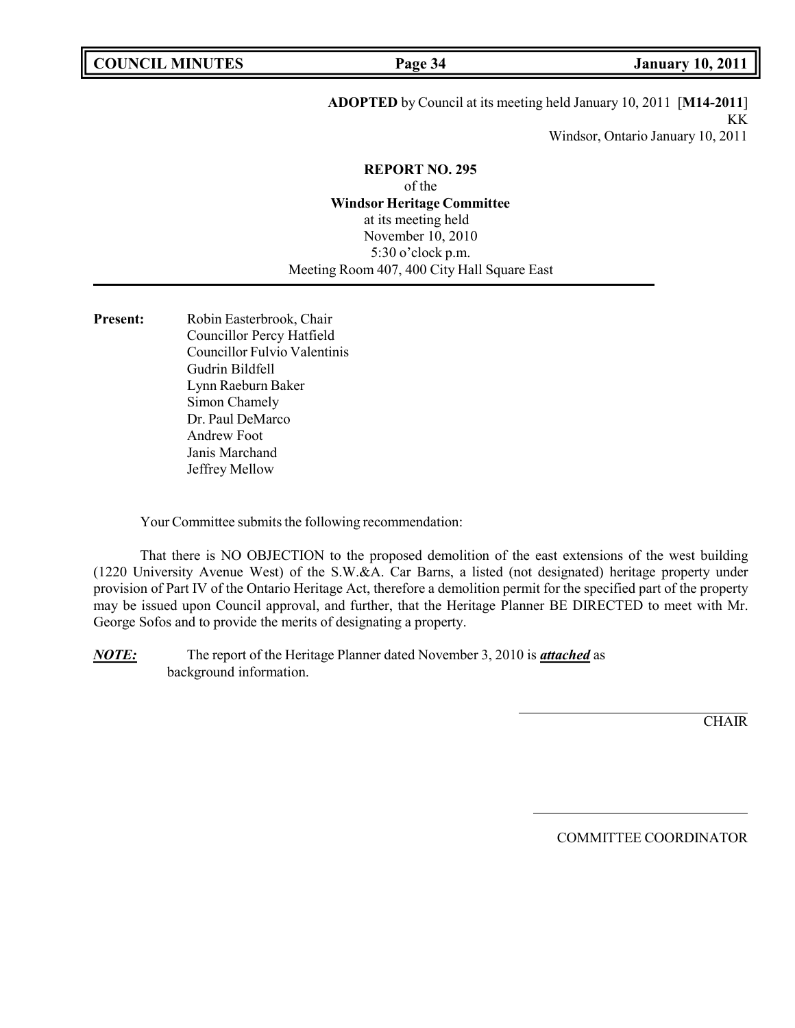**ADOPTED** by Council at its meeting held January 10, 2011 [**M14-2011**]
KK
Windsor, Ontario January 10, 2011

**REPORT NO. 295**
of the
**Windsor Heritage Committee**
at its meeting held
November 10, 2010
5:30 o'clock p.m.
Meeting Room 407, 400 City Hall Square East

---

**Present:** Robin Easterbrook, Chair
Councillor Percy Hatfield
Councillor Fulvio Valentinis
Gudrin Bildfell
Lynn Raeburn Baker
Simon Chamely
Dr. Paul DeMarco
Andrew Foot
Janis Marchand
Jeffrey Mellow

Your Committee submits the following recommendation:

That there is NO OBJECTION to the proposed demolition of the east extensions of the west building (1220 University Avenue West) of the S.W.&A. Car Barns, a listed (not designated) heritage property under provision of Part IV of the Ontario Heritage Act, therefore a demolition permit for the specified part of the property may be issued upon Council approval, and further, that the Heritage Planner BE DIRECTED to meet with Mr. George Sofos and to provide the merits of designating a property.

***NOTE:*** The report of the Heritage Planner dated November 3, 2010 is ***attached*** as background information.

CHAIR

COMMITTEE COORDINATOR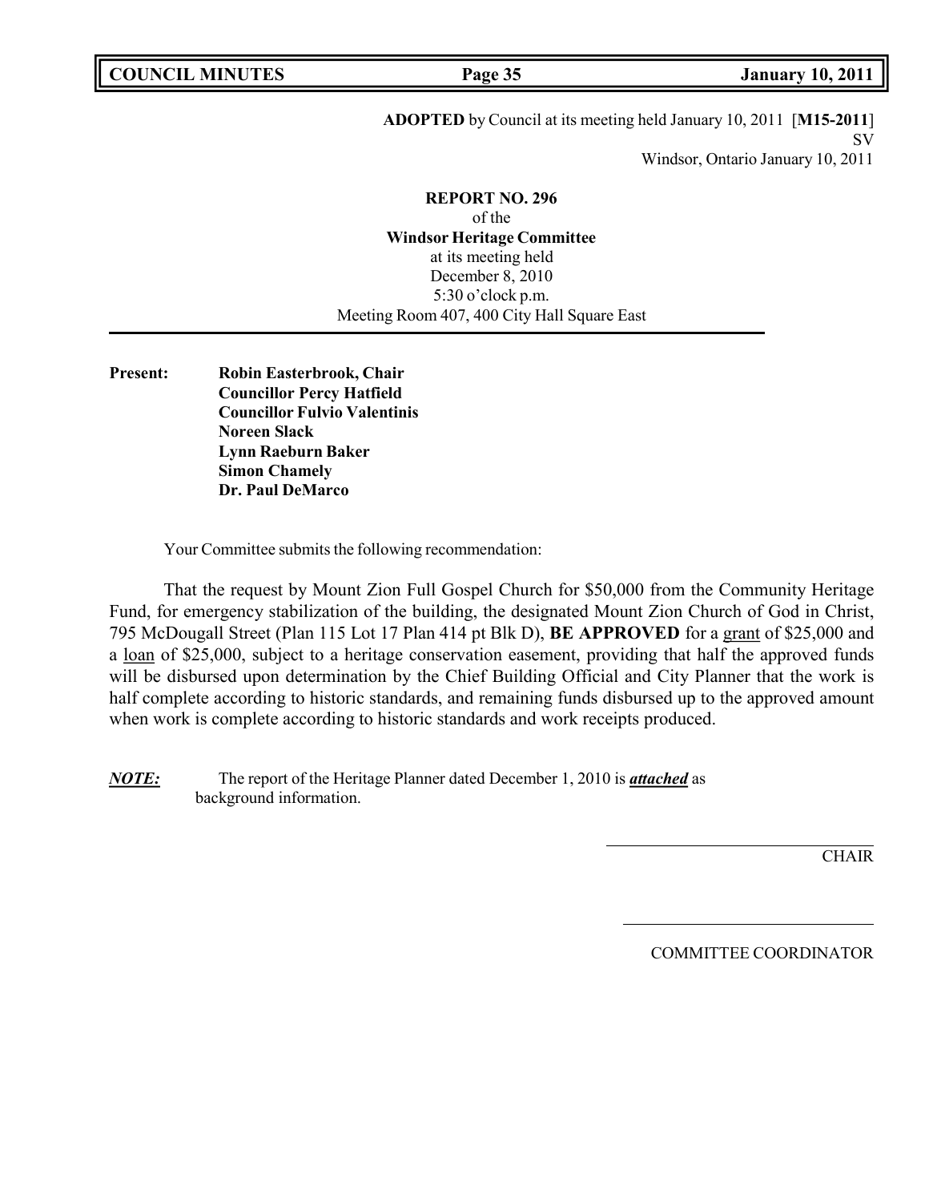**ADOPTED** by Council at its meeting held January 10, 2011 [**M15-2011**]
SV
Windsor, Ontario January 10, 2011

**REPORT NO. 296**
of the
**Windsor Heritage Committee**
at its meeting held
December 8, 2010
5:30 o'clock p.m.
Meeting Room 407, 400 City Hall Square East

**Present:**
**Robin Easterbrook, Chair**
**Councillor Percy Hatfield**
**Councillor Fulvio Valentinis**
**Noreen Slack**
**Lynn Raeburn Baker**
**Simon Chamely**
**Dr. Paul DeMarco**

Your Committee submits the following recommendation:

That the request by Mount Zion Full Gospel Church for $50,000 from the Community Heritage Fund, for emergency stabilization of the building, the designated Mount Zion Church of God in Christ, 795 McDougall Street (Plan 115 Lot 17 Plan 414 pt Blk D), **BE APPROVED** for a grant of $25,000 and a loan of $25,000, subject to a heritage conservation easement, providing that half the approved funds will be disbursed upon determination by the Chief Building Official and City Planner that the work is half complete according to historic standards, and remaining funds disbursed up to the approved amount when work is complete according to historic standards and work receipts produced.

***NOTE:*** The report of the Heritage Planner dated December 1, 2010 is ***attached*** as background information.

CHAIR

COMMITTEE COORDINATOR